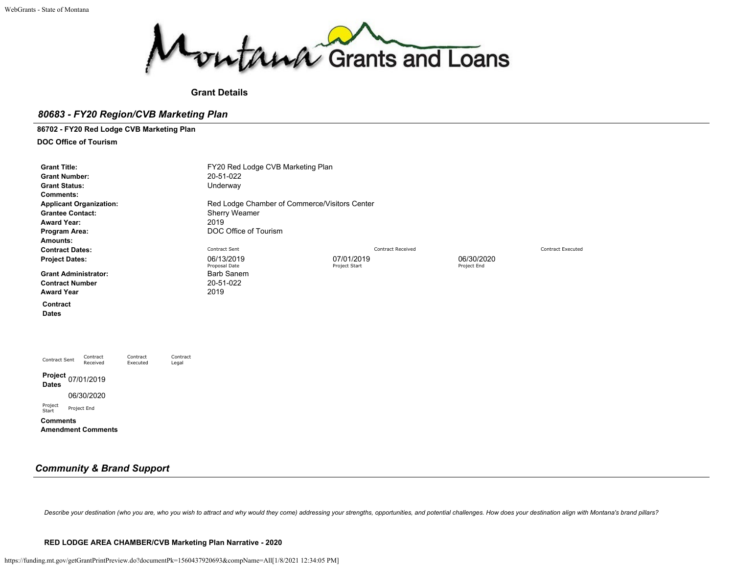Montana Grants and Loans

**Grant Details**

## *80683 - FY20 Region/CVB Marketing Plan*

**86702 - FY20 Red Lodge CVB Marketing Plan**

**DOC Office of Tourism**

| | | | | |
|---|---|---|---|---|
| **Grant Title:** | FY20 Red Lodge CVB Marketing Plan | | | |
| **Grant Number:** | 20-51-022 | | | |
| **Grant Status:** | Underway | | | |
| **Comments:** | | | | |
| **Applicant Organization:** | Red Lodge Chamber of Commerce/Visitors Center | | | |
| **Grantee Contact:** | Sherry Weamer | | | |
| **Award Year:** | 2019 | | | |
| **Program Area:** | DOC Office of Tourism | | | |
| **Amounts:** | | | | |
| **Contract Dates:** | Contract Sent | Contract Received | Contract Executed | |
| **Project Dates:** | 06/13/2019<br>Proposal Date | 07/01/2019<br>Project Start | 06/30/2020<br>Project End | |
| **Grant Administrator:** | Barb Sanem | | | |
| **Contract Number** | 20-51-022 | | | |
| **Award Year** | 2019 | | | |

**Contract Dates**

| Contract Sent | Contract Received | Contract Executed | Contract Legal |
|---|---|---|---|

**Project Dates**

| 07/01/2019 | 06/30/2020 |
|---|---|
| Project Start | Project End |

**Comments**

**Amendment Comments**

## *Community & Brand Support*

*Describe your destination (who you are, who you wish to attract and why would they come) addressing your strengths, opportunities, and potential challenges. How does your destination align with Montana's brand pillars?*

**RED LODGE AREA CHAMBER/CVB Marketing Plan Narrative - 2020**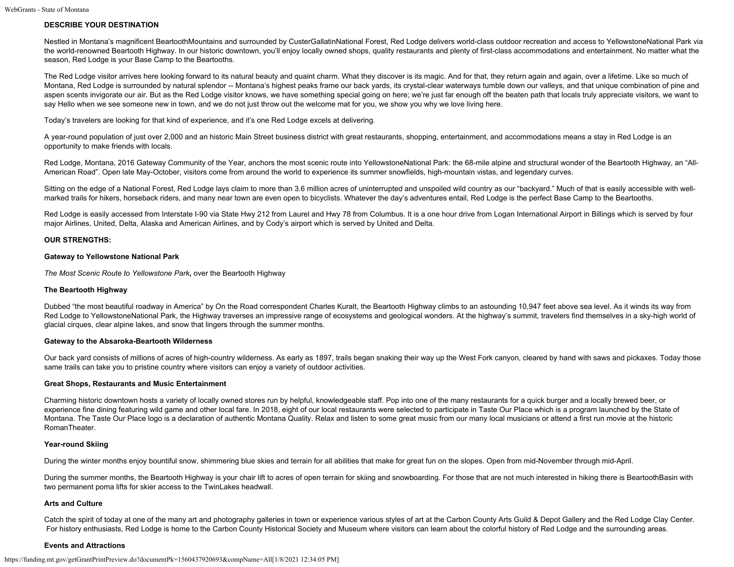**DESCRIBE YOUR DESTINATION**

Nestled in Montana's magnificent BeartoothMountains and surrounded by CusterGallatinNational Forest, Red Lodge delivers world-class outdoor recreation and access to YellowstoneNational Park via the world-renowned Beartooth Highway. In our historic downtown, you'll enjoy locally owned shops, quality restaurants and plenty of first-class accommodations and entertainment. No matter what the season, Red Lodge is your Base Camp to the Beartooths.

The Red Lodge visitor arrives here looking forward to its natural beauty and quaint charm. What they discover is its magic. And for that, they return again and again, over a lifetime. Like so much of Montana, Red Lodge is surrounded by natural splendor -- Montana's highest peaks frame our back yards, its crystal-clear waterways tumble down our valleys, and that unique combination of pine and aspen scents invigorate our air. But as the Red Lodge visitor knows, we have something special going on here; we're just far enough off the beaten path that locals truly appreciate visitors, we want to say Hello when we see someone new in town, and we do not just throw out the welcome mat for you, we show you why we love living here.

Today's travelers are looking for that kind of experience, and it's one Red Lodge excels at delivering.

A year-round population of just over 2,000 and an historic Main Street business district with great restaurants, shopping, entertainment, and accommodations means a stay in Red Lodge is an opportunity to make friends with locals.

Red Lodge, Montana, 2016 Gateway Community of the Year, anchors the most scenic route into YellowstoneNational Park: the 68-mile alpine and structural wonder of the Beartooth Highway, an "All-American Road". Open late May-October, visitors come from around the world to experience its summer snowfields, high-mountain vistas, and legendary curves.

Sitting on the edge of a National Forest, Red Lodge lays claim to more than 3.6 million acres of uninterrupted and unspoiled wild country as our "backyard." Much of that is easily accessible with well-marked trails for hikers, horseback riders, and many near town are even open to bicyclists. Whatever the day's adventures entail, Red Lodge is the perfect Base Camp to the Beartooths.

Red Lodge is easily accessed from Interstate I-90 via State Hwy 212 from Laurel and Hwy 78 from Columbus. It is a one hour drive from Logan International Airport in Billings which is served by four major Airlines, United, Delta, Alaska and American Airlines, and by Cody's airport which is served by United and Delta.

**OUR STRENGTHS:**

**Gateway to Yellowstone National Park**

*The Most Scenic Route to Yellowstone Park***,** over the Beartooth Highway

**The Beartooth Highway**

Dubbed "the most beautiful roadway in America" by On the Road correspondent Charles Kuralt, the Beartooth Highway climbs to an astounding 10,947 feet above sea level. As it winds its way from Red Lodge to YellowstoneNational Park, the Highway traverses an impressive range of ecosystems and geological wonders. At the highway's summit, travelers find themselves in a sky-high world of glacial cirques, clear alpine lakes, and snow that lingers through the summer months.

**Gateway to the Absaroka-Beartooth Wilderness**

Our back yard consists of millions of acres of high-country wilderness. As early as 1897, trails began snaking their way up the West Fork canyon, cleared by hand with saws and pickaxes. Today those same trails can take you to pristine country where visitors can enjoy a variety of outdoor activities.

**Great Shops, Restaurants and Music Entertainment**

Charming historic downtown hosts a variety of locally owned stores run by helpful, knowledgeable staff. Pop into one of the many restaurants for a quick burger and a locally brewed beer, or experience fine dining featuring wild game and other local fare. In 2018, eight of our local restaurants were selected to participate in Taste Our Place which is a program launched by the State of Montana. The Taste Our Place logo is a declaration of authentic Montana Quality. Relax and listen to some great music from our many local musicians or attend a first run movie at the historic RomanTheater.

**Year-round Skiing**

During the winter months enjoy bountiful snow, shimmering blue skies and terrain for all abilities that make for great fun on the slopes. Open from mid-November through mid-April.

During the summer months, the Beartooth Highway is your chair lift to acres of open terrain for skiing and snowboarding. For those that are not much interested in hiking there is BeartoothBasin with two permanent poma lifts for skier access to the TwinLakes headwall.

**Arts and Culture**

Catch the spirit of today at one of the many art and photography galleries in town or experience various styles of art at the Carbon County Arts Guild & Depot Gallery and the Red Lodge Clay Center. For history enthusiasts, Red Lodge is home to the Carbon County Historical Society and Museum where visitors can learn about the colorful history of Red Lodge and the surrounding areas.

**Events and Attractions**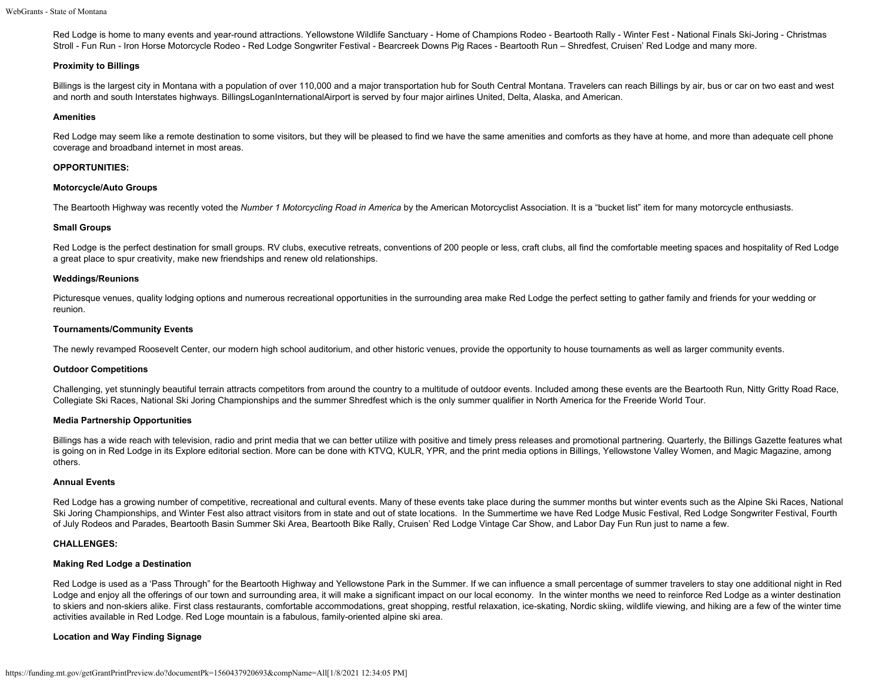Red Lodge is home to many events and year-round attractions. Yellowstone Wildlife Sanctuary - Home of Champions Rodeo - Beartooth Rally - Winter Fest - National Finals Ski-Joring - Christmas Stroll - Fun Run - Iron Horse Motorcycle Rodeo - Red Lodge Songwriter Festival - Bearcreek Downs Pig Races - Beartooth Run – Shredfest, Cruisen' Red Lodge and many more.

**Proximity to Billings**

Billings is the largest city in Montana with a population of over 110,000 and a major transportation hub for South Central Montana. Travelers can reach Billings by air, bus or car on two east and west and north and south Interstates highways. BillingsLoganInternationalAirport is served by four major airlines United, Delta, Alaska, and American.

**Amenities**

Red Lodge may seem like a remote destination to some visitors, but they will be pleased to find we have the same amenities and comforts as they have at home, and more than adequate cell phone coverage and broadband internet in most areas.

**OPPORTUNITIES:**

**Motorcycle/Auto Groups**

The Beartooth Highway was recently voted the *Number 1 Motorcycling Road in America* by the American Motorcyclist Association. It is a "bucket list" item for many motorcycle enthusiasts.

**Small Groups**

Red Lodge is the perfect destination for small groups. RV clubs, executive retreats, conventions of 200 people or less, craft clubs, all find the comfortable meeting spaces and hospitality of Red Lodge a great place to spur creativity, make new friendships and renew old relationships.

**Weddings/Reunions**

Picturesque venues, quality lodging options and numerous recreational opportunities in the surrounding area make Red Lodge the perfect setting to gather family and friends for your wedding or reunion.

**Tournaments/Community Events**

The newly revamped Roosevelt Center, our modern high school auditorium, and other historic venues, provide the opportunity to house tournaments as well as larger community events.

**Outdoor Competitions**

Challenging, yet stunningly beautiful terrain attracts competitors from around the country to a multitude of outdoor events. Included among these events are the Beartooth Run, Nitty Gritty Road Race, Collegiate Ski Races, National Ski Joring Championships and the summer Shredfest which is the only summer qualifier in North America for the Freeride World Tour.

**Media Partnership Opportunities**

Billings has a wide reach with television, radio and print media that we can better utilize with positive and timely press releases and promotional partnering. Quarterly, the Billings Gazette features what is going on in Red Lodge in its Explore editorial section. More can be done with KTVQ, KULR, YPR, and the print media options in Billings, Yellowstone Valley Women, and Magic Magazine, among others.

**Annual Events**

Red Lodge has a growing number of competitive, recreational and cultural events. Many of these events take place during the summer months but winter events such as the Alpine Ski Races, National Ski Joring Championships, and Winter Fest also attract visitors from in state and out of state locations. In the Summertime we have Red Lodge Music Festival, Red Lodge Songwriter Festival, Fourth of July Rodeos and Parades, Beartooth Basin Summer Ski Area, Beartooth Bike Rally, Cruisen' Red Lodge Vintage Car Show, and Labor Day Fun Run just to name a few.

**CHALLENGES:**

**Making Red Lodge a Destination**

Red Lodge is used as a 'Pass Through" for the Beartooth Highway and Yellowstone Park in the Summer. If we can influence a small percentage of summer travelers to stay one additional night in Red Lodge and enjoy all the offerings of our town and surrounding area, it will make a significant impact on our local economy. In the winter months we need to reinforce Red Lodge as a winter destination to skiers and non-skiers alike. First class restaurants, comfortable accommodations, great shopping, restful relaxation, ice-skating, Nordic skiing, wildlife viewing, and hiking are a few of the winter time activities available in Red Lodge. Red Loge mountain is a fabulous, family-oriented alpine ski area.

**Location and Way Finding Signage**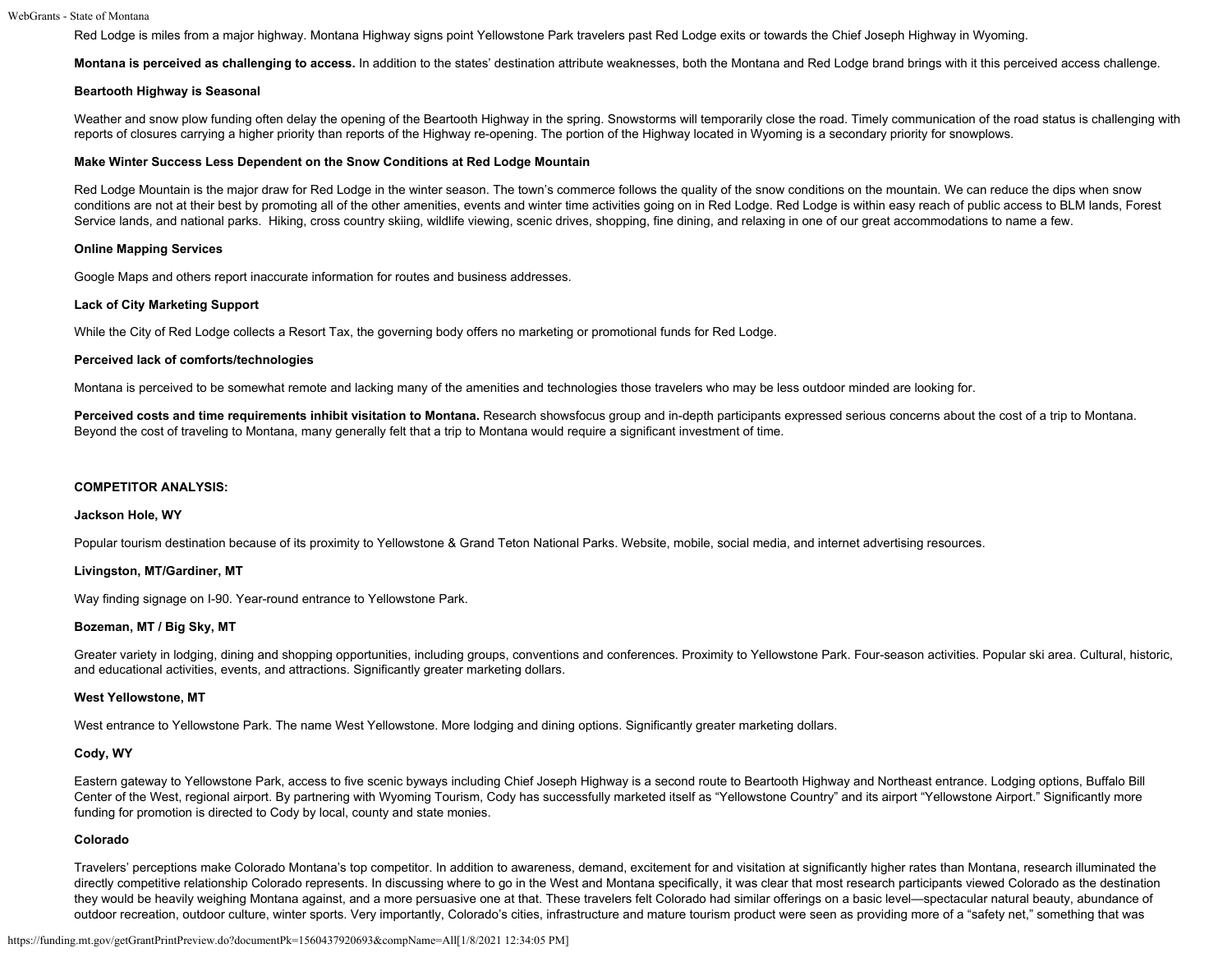Red Lodge is miles from a major highway. Montana Highway signs point Yellowstone Park travelers past Red Lodge exits or towards the Chief Joseph Highway in Wyoming.

**Montana is perceived as challenging to access.** In addition to the states' destination attribute weaknesses, both the Montana and Red Lodge brand brings with it this perceived access challenge.

**Beartooth Highway is Seasonal**

Weather and snow plow funding often delay the opening of the Beartooth Highway in the spring. Snowstorms will temporarily close the road. Timely communication of the road status is challenging with reports of closures carrying a higher priority than reports of the Highway re-opening. The portion of the Highway located in Wyoming is a secondary priority for snowplows.

**Make Winter Success Less Dependent on the Snow Conditions at Red Lodge Mountain**

Red Lodge Mountain is the major draw for Red Lodge in the winter season. The town's commerce follows the quality of the snow conditions on the mountain. We can reduce the dips when snow conditions are not at their best by promoting all of the other amenities, events and winter time activities going on in Red Lodge. Red Lodge is within easy reach of public access to BLM lands, Forest Service lands, and national parks. Hiking, cross country skiing, wildlife viewing, scenic drives, shopping, fine dining, and relaxing in one of our great accommodations to name a few.

**Online Mapping Services**

Google Maps and others report inaccurate information for routes and business addresses.

**Lack of City Marketing Support**

While the City of Red Lodge collects a Resort Tax, the governing body offers no marketing or promotional funds for Red Lodge.

**Perceived lack of comforts/technologies**

Montana is perceived to be somewhat remote and lacking many of the amenities and technologies those travelers who may be less outdoor minded are looking for.

**Perceived costs and time requirements inhibit visitation to Montana.** Research showsfocus group and in-depth participants expressed serious concerns about the cost of a trip to Montana. Beyond the cost of traveling to Montana, many generally felt that a trip to Montana would require a significant investment of time.

**COMPETITOR ANALYSIS:**

**Jackson Hole, WY**

Popular tourism destination because of its proximity to Yellowstone & Grand Teton National Parks. Website, mobile, social media, and internet advertising resources.

**Livingston, MT/Gardiner, MT**

Way finding signage on I-90. Year-round entrance to Yellowstone Park.

**Bozeman, MT / Big Sky, MT**

Greater variety in lodging, dining and shopping opportunities, including groups, conventions and conferences. Proximity to Yellowstone Park. Four-season activities. Popular ski area. Cultural, historic, and educational activities, events, and attractions. Significantly greater marketing dollars.

**West Yellowstone, MT**

West entrance to Yellowstone Park. The name West Yellowstone. More lodging and dining options. Significantly greater marketing dollars.

**Cody, WY**

Eastern gateway to Yellowstone Park, access to five scenic byways including Chief Joseph Highway is a second route to Beartooth Highway and Northeast entrance. Lodging options, Buffalo Bill Center of the West, regional airport. By partnering with Wyoming Tourism, Cody has successfully marketed itself as "Yellowstone Country" and its airport "Yellowstone Airport." Significantly more funding for promotion is directed to Cody by local, county and state monies.

**Colorado**

Travelers' perceptions make Colorado Montana's top competitor. In addition to awareness, demand, excitement for and visitation at significantly higher rates than Montana, research illuminated the directly competitive relationship Colorado represents. In discussing where to go in the West and Montana specifically, it was clear that most research participants viewed Colorado as the destination they would be heavily weighing Montana against, and a more persuasive one at that. These travelers felt Colorado had similar offerings on a basic level—spectacular natural beauty, abundance of outdoor recreation, outdoor culture, winter sports. Very importantly, Colorado's cities, infrastructure and mature tourism product were seen as providing more of a "safety net," something that was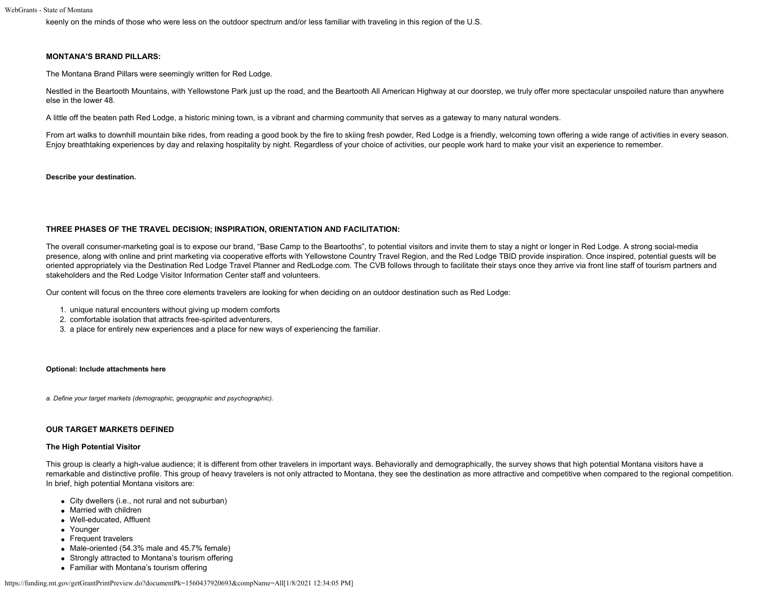keenly on the minds of those who were less on the outdoor spectrum and/or less familiar with traveling in this region of the U.S.

**MONTANA'S BRAND PILLARS:**

The Montana Brand Pillars were seemingly written for Red Lodge.

Nestled in the Beartooth Mountains, with Yellowstone Park just up the road, and the Beartooth All American Highway at our doorstep, we truly offer more spectacular unspoiled nature than anywhere else in the lower 48.

A little off the beaten path Red Lodge, a historic mining town, is a vibrant and charming community that serves as a gateway to many natural wonders.

From art walks to downhill mountain bike rides, from reading a good book by the fire to skiing fresh powder, Red Lodge is a friendly, welcoming town offering a wide range of activities in every season. Enjoy breathtaking experiences by day and relaxing hospitality by night. Regardless of your choice of activities, our people work hard to make your visit an experience to remember.

**Describe your destination.**

**THREE PHASES OF THE TRAVEL DECISION; INSPIRATION, ORIENTATION AND FACILITATION:**

The overall consumer-marketing goal is to expose our brand, "Base Camp to the Beartooths", to potential visitors and invite them to stay a night or longer in Red Lodge. A strong social-media presence, along with online and print marketing via cooperative efforts with Yellowstone Country Travel Region, and the Red Lodge TBID provide inspiration. Once inspired, potential guests will be oriented appropriately via the Destination Red Lodge Travel Planner and RedLodge.com. The CVB follows through to facilitate their stays once they arrive via front line staff of tourism partners and stakeholders and the Red Lodge Visitor Information Center staff and volunteers.

Our content will focus on the three core elements travelers are looking for when deciding on an outdoor destination such as Red Lodge:

1. unique natural encounters without giving up modern comforts
2. comfortable isolation that attracts free-spirited adventurers,
3. a place for entirely new experiences and a place for new ways of experiencing the familiar.

**Optional: Include attachments here**

*a. Define your target markets (demographic, geopgraphic and psychographic).*

**OUR TARGET MARKETS DEFINED**

**The High Potential Visitor**

This group is clearly a high-value audience; it is different from other travelers in important ways. Behaviorally and demographically, the survey shows that high potential Montana visitors have a remarkable and distinctive profile. This group of heavy travelers is not only attracted to Montana, they see the destination as more attractive and competitive when compared to the regional competition. In brief, high potential Montana visitors are:

- City dwellers (i.e., not rural and not suburban)
- Married with children
- Well-educated, Affluent
- Younger
- Frequent travelers
- Male-oriented (54.3% male and 45.7% female)
- Strongly attracted to Montana's tourism offering
- Familiar with Montana's tourism offering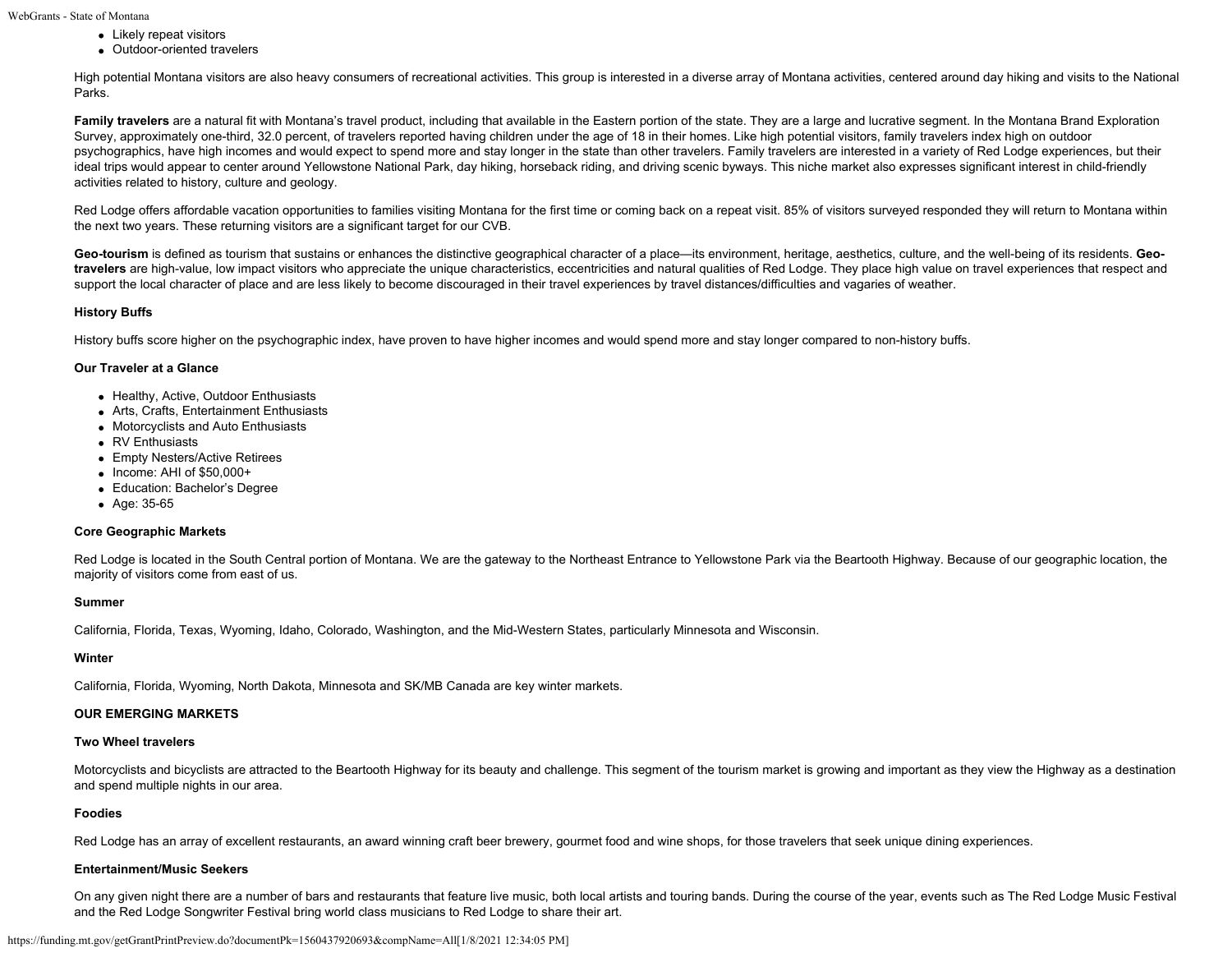- Likely repeat visitors
- Outdoor-oriented travelers

High potential Montana visitors are also heavy consumers of recreational activities. This group is interested in a diverse array of Montana activities, centered around day hiking and visits to the National Parks.

**Family travelers** are a natural fit with Montana's travel product, including that available in the Eastern portion of the state. They are a large and lucrative segment. In the Montana Brand Exploration Survey, approximately one-third, 32.0 percent, of travelers reported having children under the age of 18 in their homes. Like high potential visitors, family travelers index high on outdoor psychographics, have high incomes and would expect to spend more and stay longer in the state than other travelers. Family travelers are interested in a variety of Red Lodge experiences, but their ideal trips would appear to center around Yellowstone National Park, day hiking, horseback riding, and driving scenic byways. This niche market also expresses significant interest in child-friendly activities related to history, culture and geology.

Red Lodge offers affordable vacation opportunities to families visiting Montana for the first time or coming back on a repeat visit. 85% of visitors surveyed responded they will return to Montana within the next two years. These returning visitors are a significant target for our CVB.

**Geo-tourism** is defined as tourism that sustains or enhances the distinctive geographical character of a place—its environment, heritage, aesthetics, culture, and the well-being of its residents. **Geo-travelers** are high-value, low impact visitors who appreciate the unique characteristics, eccentricities and natural qualities of Red Lodge. They place high value on travel experiences that respect and support the local character of place and are less likely to become discouraged in their travel experiences by travel distances/difficulties and vagaries of weather.

**History Buffs**

History buffs score higher on the psychographic index, have proven to have higher incomes and would spend more and stay longer compared to non-history buffs.

**Our Traveler at a Glance**

- Healthy, Active, Outdoor Enthusiasts
- Arts, Crafts, Entertainment Enthusiasts
- Motorcyclists and Auto Enthusiasts
- RV Enthusiasts
- Empty Nesters/Active Retirees
- Income: AHI of $50,000+
- Education: Bachelor's Degree
- Age: 35-65

**Core Geographic Markets**

Red Lodge is located in the South Central portion of Montana. We are the gateway to the Northeast Entrance to Yellowstone Park via the Beartooth Highway. Because of our geographic location, the majority of visitors come from east of us.

**Summer**

California, Florida, Texas, Wyoming, Idaho, Colorado, Washington, and the Mid-Western States, particularly Minnesota and Wisconsin.

**Winter**

California, Florida, Wyoming, North Dakota, Minnesota and SK/MB Canada are key winter markets.

**OUR EMERGING MARKETS**

**Two Wheel travelers**

Motorcyclists and bicyclists are attracted to the Beartooth Highway for its beauty and challenge. This segment of the tourism market is growing and important as they view the Highway as a destination and spend multiple nights in our area.

**Foodies**

Red Lodge has an array of excellent restaurants, an award winning craft beer brewery, gourmet food and wine shops, for those travelers that seek unique dining experiences.

**Entertainment/Music Seekers**

On any given night there are a number of bars and restaurants that feature live music, both local artists and touring bands. During the course of the year, events such as The Red Lodge Music Festival and the Red Lodge Songwriter Festival bring world class musicians to Red Lodge to share their art.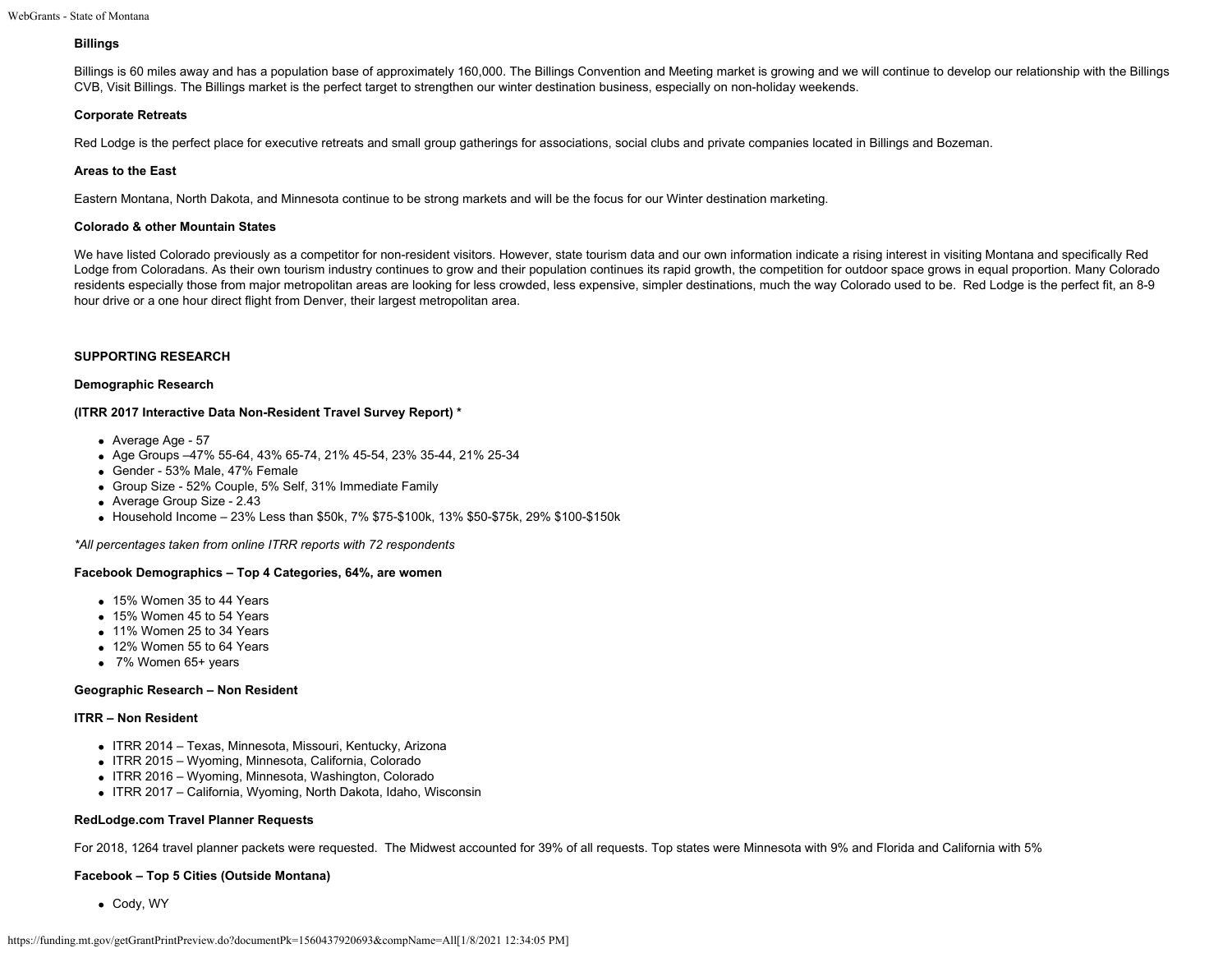**Billings**

Billings is 60 miles away and has a population base of approximately 160,000. The Billings Convention and Meeting market is growing and we will continue to develop our relationship with the Billings CVB, Visit Billings. The Billings market is the perfect target to strengthen our winter destination business, especially on non-holiday weekends.

**Corporate Retreats**

Red Lodge is the perfect place for executive retreats and small group gatherings for associations, social clubs and private companies located in Billings and Bozeman.

**Areas to the East**

Eastern Montana, North Dakota, and Minnesota continue to be strong markets and will be the focus for our Winter destination marketing.

**Colorado & other Mountain States**

We have listed Colorado previously as a competitor for non-resident visitors. However, state tourism data and our own information indicate a rising interest in visiting Montana and specifically Red Lodge from Coloradans. As their own tourism industry continues to grow and their population continues its rapid growth, the competition for outdoor space grows in equal proportion. Many Colorado residents especially those from major metropolitan areas are looking for less crowded, less expensive, simpler destinations, much the way Colorado used to be. Red Lodge is the perfect fit, an 8-9 hour drive or a one hour direct flight from Denver, their largest metropolitan area.

**SUPPORTING RESEARCH**

**Demographic Research**

**(ITRR 2017 Interactive Data Non-Resident Travel Survey Report) ***

- Average Age - 57
- Age Groups –47% 55-64, 43% 65-74, 21% 45-54, 23% 35-44, 21% 25-34
- Gender - 53% Male, 47% Female
- Group Size - 52% Couple, 5% Self, 31% Immediate Family
- Average Group Size - 2.43
- Household Income – 23% Less than $50k, 7% $75-$100k, 13% $50-$75k, 29% $100-$150k

*\*All percentages taken from online ITRR reports with 72 respondents*

**Facebook Demographics – Top 4 Categories, 64%, are women**

- 15% Women 35 to 44 Years
- 15% Women 45 to 54 Years
- 11% Women 25 to 34 Years
- 12% Women 55 to 64 Years
- 7% Women 65+ years

**Geographic Research – Non Resident**

**ITRR – Non Resident**

- ITRR 2014 – Texas, Minnesota, Missouri, Kentucky, Arizona
- ITRR 2015 – Wyoming, Minnesota, California, Colorado
- ITRR 2016 – Wyoming, Minnesota, Washington, Colorado
- ITRR 2017 – California, Wyoming, North Dakota, Idaho, Wisconsin

**RedLodge.com Travel Planner Requests**

For 2018, 1264 travel planner packets were requested. The Midwest accounted for 39% of all requests. Top states were Minnesota with 9% and Florida and California with 5%

**Facebook – Top 5 Cities (Outside Montana)**

- Cody, WY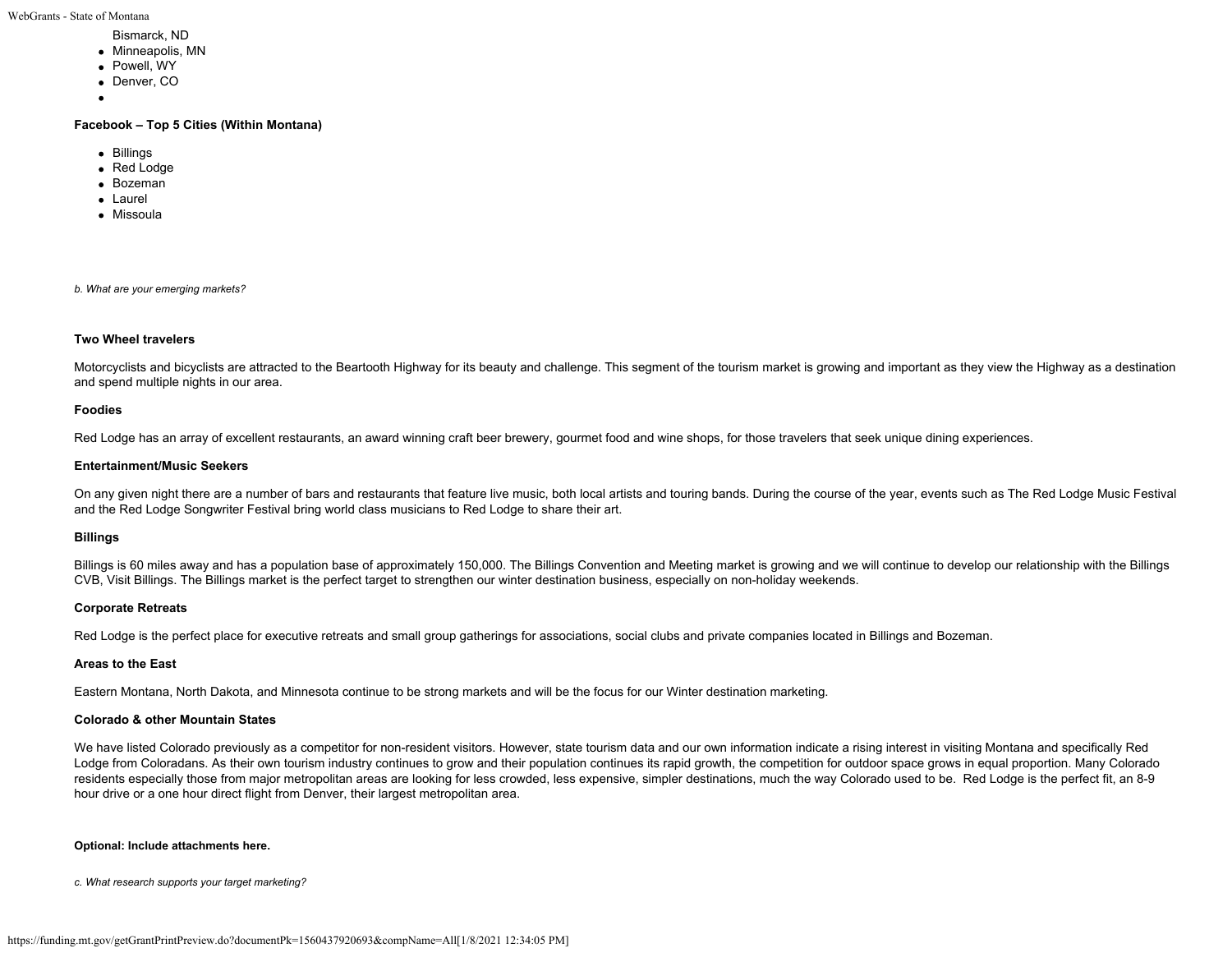- Bismarck, ND
- Minneapolis, MN
- Powell, WY
- Denver, CO
- 

**Facebook – Top 5 Cities (Within Montana)**

- Billings
- Red Lodge
- Bozeman
- Laurel
- Missoula

*b. What are your emerging markets?*

**Two Wheel travelers**

Motorcyclists and bicyclists are attracted to the Beartooth Highway for its beauty and challenge. This segment of the tourism market is growing and important as they view the Highway as a destination and spend multiple nights in our area.

**Foodies**

Red Lodge has an array of excellent restaurants, an award winning craft beer brewery, gourmet food and wine shops, for those travelers that seek unique dining experiences.

**Entertainment/Music Seekers**

On any given night there are a number of bars and restaurants that feature live music, both local artists and touring bands. During the course of the year, events such as The Red Lodge Music Festival and the Red Lodge Songwriter Festival bring world class musicians to Red Lodge to share their art.

**Billings**

Billings is 60 miles away and has a population base of approximately 150,000. The Billings Convention and Meeting market is growing and we will continue to develop our relationship with the Billings CVB, Visit Billings. The Billings market is the perfect target to strengthen our winter destination business, especially on non-holiday weekends.

**Corporate Retreats**

Red Lodge is the perfect place for executive retreats and small group gatherings for associations, social clubs and private companies located in Billings and Bozeman.

**Areas to the East**

Eastern Montana, North Dakota, and Minnesota continue to be strong markets and will be the focus for our Winter destination marketing.

**Colorado & other Mountain States**

We have listed Colorado previously as a competitor for non-resident visitors. However, state tourism data and our own information indicate a rising interest in visiting Montana and specifically Red Lodge from Coloradans. As their own tourism industry continues to grow and their population continues its rapid growth, the competition for outdoor space grows in equal proportion. Many Colorado residents especially those from major metropolitan areas are looking for less crowded, less expensive, simpler destinations, much the way Colorado used to be. Red Lodge is the perfect fit, an 8-9 hour drive or a one hour direct flight from Denver, their largest metropolitan area.

**Optional: Include attachments here.**

*c. What research supports your target marketing?*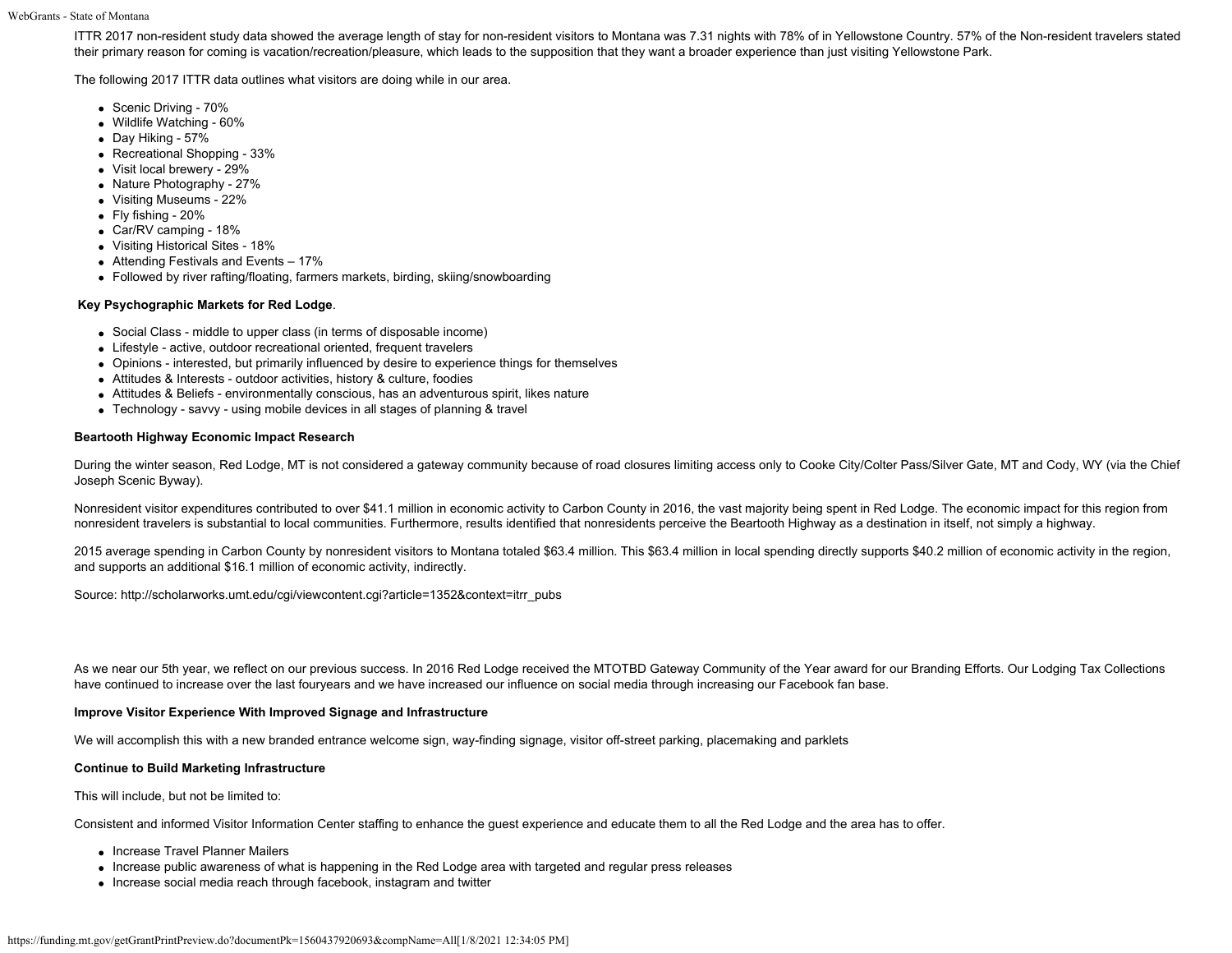ITTR 2017 non-resident study data showed the average length of stay for non-resident visitors to Montana was 7.31 nights with 78% of in Yellowstone Country. 57% of the Non-resident travelers stated their primary reason for coming is vacation/recreation/pleasure, which leads to the supposition that they want a broader experience than just visiting Yellowstone Park.

The following 2017 ITTR data outlines what visitors are doing while in our area.

- Scenic Driving - 70%
- Wildlife Watching - 60%
- Day Hiking - 57%
- Recreational Shopping - 33%
- Visit local brewery - 29%
- Nature Photography - 27%
- Visiting Museums - 22%
- Fly fishing - 20%
- Car/RV camping - 18%
- Visiting Historical Sites - 18%
- Attending Festivals and Events – 17%
- Followed by river rafting/floating, farmers markets, birding, skiing/snowboarding

**Key Psychographic Markets for Red Lodge**.

- Social Class - middle to upper class (in terms of disposable income)
- Lifestyle - active, outdoor recreational oriented, frequent travelers
- Opinions - interested, but primarily influenced by desire to experience things for themselves
- Attitudes & Interests - outdoor activities, history & culture, foodies
- Attitudes & Beliefs - environmentally conscious, has an adventurous spirit, likes nature
- Technology - savvy - using mobile devices in all stages of planning & travel

**Beartooth Highway Economic Impact Research**

During the winter season, Red Lodge, MT is not considered a gateway community because of road closures limiting access only to Cooke City/Colter Pass/Silver Gate, MT and Cody, WY (via the Chief Joseph Scenic Byway).

Nonresident visitor expenditures contributed to over $41.1 million in economic activity to Carbon County in 2016, the vast majority being spent in Red Lodge. The economic impact for this region from nonresident travelers is substantial to local communities. Furthermore, results identified that nonresidents perceive the Beartooth Highway as a destination in itself, not simply a highway.

2015 average spending in Carbon County by nonresident visitors to Montana totaled $63.4 million. This $63.4 million in local spending directly supports $40.2 million of economic activity in the region, and supports an additional $16.1 million of economic activity, indirectly.

Source: http://scholarworks.umt.edu/cgi/viewcontent.cgi?article=1352&context=itrr_pubs

As we near our 5th year, we reflect on our previous success. In 2016 Red Lodge received the MTOTBD Gateway Community of the Year award for our Branding Efforts. Our Lodging Tax Collections have continued to increase over the last fouryears and we have increased our influence on social media through increasing our Facebook fan base.

**Improve Visitor Experience With Improved Signage and Infrastructure**

We will accomplish this with a new branded entrance welcome sign, way-finding signage, visitor off-street parking, placemaking and parklets

**Continue to Build Marketing Infrastructure**

This will include, but not be limited to:

Consistent and informed Visitor Information Center staffing to enhance the guest experience and educate them to all the Red Lodge and the area has to offer.

- Increase Travel Planner Mailers
- Increase public awareness of what is happening in the Red Lodge area with targeted and regular press releases
- Increase social media reach through facebook, instagram and twitter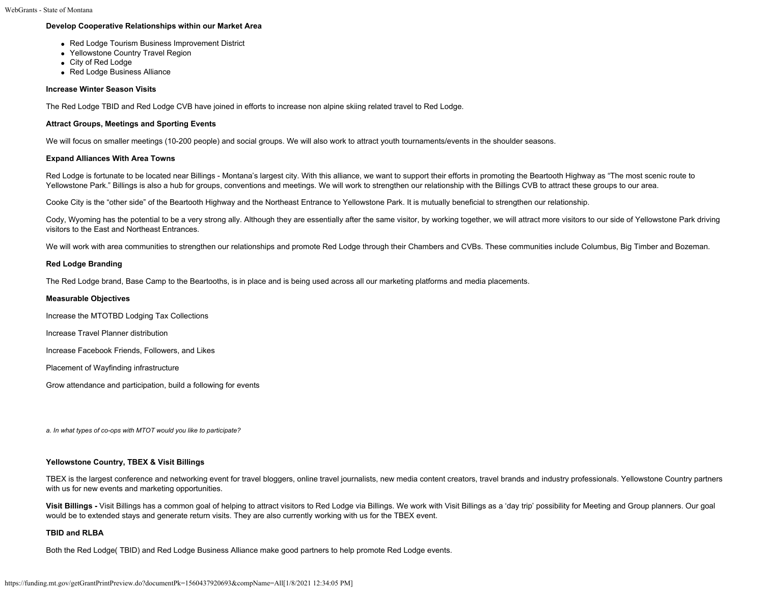**Develop Cooperative Relationships within our Market Area**

- Red Lodge Tourism Business Improvement District
- Yellowstone Country Travel Region
- City of Red Lodge
- Red Lodge Business Alliance

**Increase Winter Season Visits**

The Red Lodge TBID and Red Lodge CVB have joined in efforts to increase non alpine skiing related travel to Red Lodge.

**Attract Groups, Meetings and Sporting Events**

We will focus on smaller meetings (10-200 people) and social groups. We will also work to attract youth tournaments/events in the shoulder seasons.

**Expand Alliances With Area Towns**

Red Lodge is fortunate to be located near Billings - Montana's largest city. With this alliance, we want to support their efforts in promoting the Beartooth Highway as "The most scenic route to Yellowstone Park." Billings is also a hub for groups, conventions and meetings. We will work to strengthen our relationship with the Billings CVB to attract these groups to our area.

Cooke City is the "other side" of the Beartooth Highway and the Northeast Entrance to Yellowstone Park. It is mutually beneficial to strengthen our relationship.

Cody, Wyoming has the potential to be a very strong ally. Although they are essentially after the same visitor, by working together, we will attract more visitors to our side of Yellowstone Park driving visitors to the East and Northeast Entrances.

We will work with area communities to strengthen our relationships and promote Red Lodge through their Chambers and CVBs. These communities include Columbus, Big Timber and Bozeman.

**Red Lodge Branding**

The Red Lodge brand, Base Camp to the Beartooths, is in place and is being used across all our marketing platforms and media placements.

**Measurable Objectives**

Increase the MTOTBD Lodging Tax Collections

Increase Travel Planner distribution

Increase Facebook Friends, Followers, and Likes

Placement of Wayfinding infrastructure

Grow attendance and participation, build a following for events

*a. In what types of co-ops with MTOT would you like to participate?*

**Yellowstone Country, TBEX & Visit Billings**

TBEX is the largest conference and networking event for travel bloggers, online travel journalists, new media content creators, travel brands and industry professionals. Yellowstone Country partners with us for new events and marketing opportunities.

**Visit Billings -** Visit Billings has a common goal of helping to attract visitors to Red Lodge via Billings. We work with Visit Billings as a 'day trip' possibility for Meeting and Group planners. Our goal would be to extended stays and generate return visits. They are also currently working with us for the TBEX event.

**TBID and RLBA**

Both the Red Lodge( TBID) and Red Lodge Business Alliance make good partners to help promote Red Lodge events.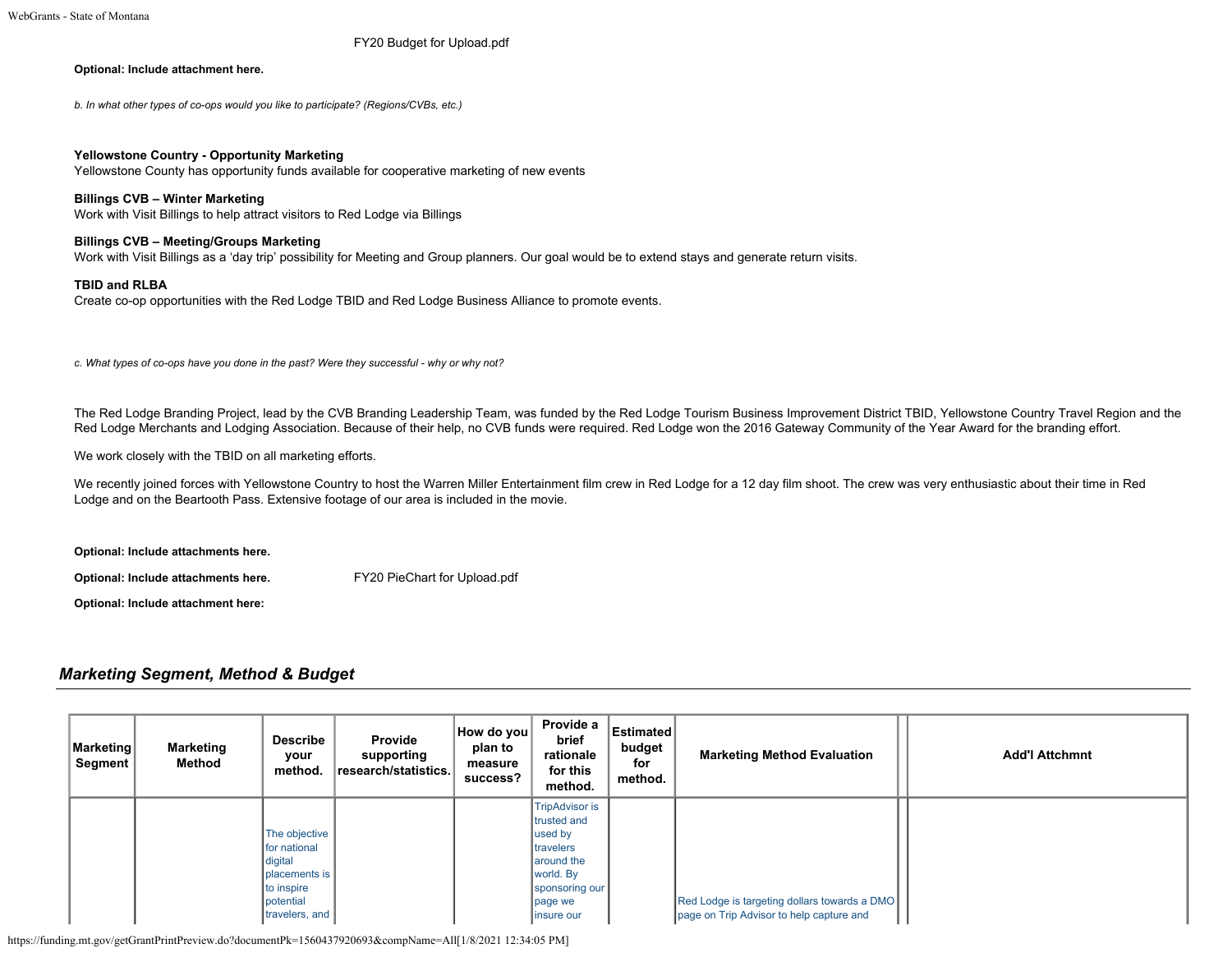FY20 Budget for Upload.pdf

**Optional: Include attachment here.**

*b. In what other types of co-ops would you like to participate? (Regions/CVBs, etc.)*

**Yellowstone Country - Opportunity Marketing**
Yellowstone County has opportunity funds available for cooperative marketing of new events

**Billings CVB – Winter Marketing**
Work with Visit Billings to help attract visitors to Red Lodge via Billings

**Billings CVB – Meeting/Groups Marketing**
Work with Visit Billings as a 'day trip' possibility for Meeting and Group planners. Our goal would be to extend stays and generate return visits.

**TBID and RLBA**
Create co-op opportunities with the Red Lodge TBID and Red Lodge Business Alliance to promote events.

*c. What types of co-ops have you done in the past? Were they successful - why or why not?*

The Red Lodge Branding Project, lead by the CVB Branding Leadership Team, was funded by the Red Lodge Tourism Business Improvement District TBID, Yellowstone Country Travel Region and the Red Lodge Merchants and Lodging Association. Because of their help, no CVB funds were required. Red Lodge won the 2016 Gateway Community of the Year Award for the branding effort.

We work closely with the TBID on all marketing efforts.

We recently joined forces with Yellowstone Country to host the Warren Miller Entertainment film crew in Red Lodge for a 12 day film shoot. The crew was very enthusiastic about their time in Red Lodge and on the Beartooth Pass. Extensive footage of our area is included in the movie.

**Optional: Include attachments here.**

**Optional: Include attachments here.** FY20 PieChart for Upload.pdf

**Optional: Include attachment here:**

## *Marketing Segment, Method & Budget*

| Marketing Segment | Marketing Method | Describe your method. | Provide supporting research/statistics. | How do you plan to measure success? | Provide a brief rationale for this method. | Estimated budget for method. | Marketing Method Evaluation | Add'l Attchmnt |
|---|---|---|---|---|---|---|---|---|
| | | The objective for national digital placements is to inspire potential travelers, and | | | TripAdvisor is trusted and used by travelers around the world. By sponsoring our page we insure our | | Red Lodge is targeting dollars towards a DMO page on Trip Advisor to help capture and | |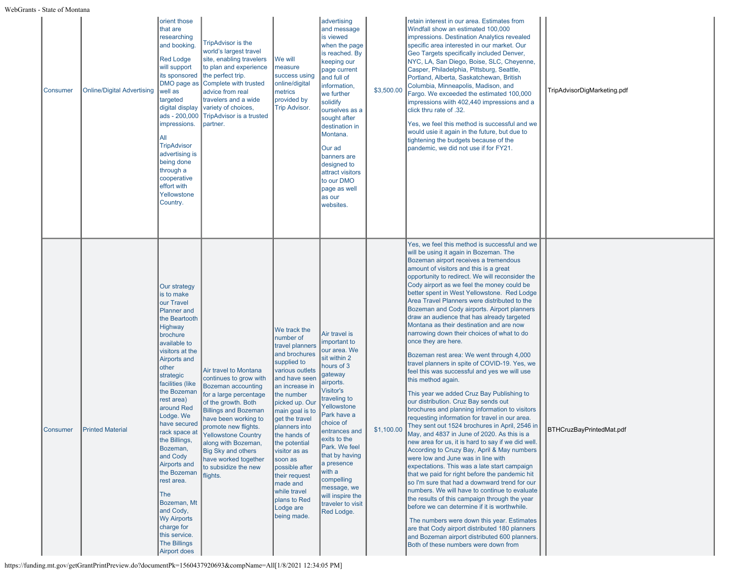| | | | | | | | | | |
|---|---|---|---|---|---|---|---|---|---|
| Consumer | Online/Digital Advertising | orient those that are researching and booking. Red Lodge will support its sponsored DMO page as well as targeted digital display ads - 200,000 impressions. All TripAdvisor advertising is being done through a cooperative effort with Yellowstone Country. | TripAdvisor is the world's largest travel site, enabling travelers to plan and experience the perfect trip. Complete with trusted advice from real travelers and a wide variety of choices, TripAdvisor is a trusted partner. | We will measure success using online/digital metrics provided by Trip Advisor. | advertising and message is viewed when the page is reached. By keeping our page current and full of information, we further solidify ourselves as a sought after destination in Montana. Our ad banners are designed to attract visitors to our DMO page as well as our websites. | $3,500.00 | retain interest in our area. Estimates from Windfall show an estimated 100,000 impressions. Destination Analytics revealed specific area interested in our market. Our Geo Targets specifically included Denver, NYC, LA, San Diego, Boise, SLC, Cheyenne, Casper, Philadelphia, Pittsburg, Seattle, Portland, Alberta, Saskatchewan, British Columbia, Minneapolis, Madison, and Fargo. We exceeded the estimated 100,000 impressions wiith 402,440 impressions and a click thru rate of .32. Yes, we feel this method is successful and we would usie it again in the future, but due to tightening the budgets because of the pandemic, we did not use if for FY21. | | TripAdvisorDigMarketing.pdf |
| Consumer | Printed Material | Our strategy is to make our Travel Planner and the Beartooth Highway brochure available to visitors at the Airports and other strategic facilities (like the Bozeman rest area) around Red Lodge. We have secured rack space at the Billings, Bozeman, and Cody Airports and the Bozeman rest area. The Bozeman, Mt and Cody, Wy Airports charge for this service. The Billings Airport does | Air travel to Montana continues to grow with Bozeman accounting for a large percentage of the growth. Both Billings and Bozeman have been working to promote new flights. Yellowstone Country along with Bozeman, Big Sky and others have worked together to subsidize the new flights. | We track the number of travel planners and brochures supplied to various outlets and have seen an increase in the number picked up. Our main goal is to get the travel planners into the hands of the potential visitor as as soon as possible after their request made and while travel plans to Red Lodge are being made. | Air travel is important to our area. We sit within 2 hours of 3 gateway airports. Visitor's traveling to Yellowstone Park have a choice of entrances and exits to the Park. We feel that by having a presence with a compelling message, we will inspire the traveler to visit Red Lodge. | $1,100.00 | Yes, we feel this method is successful and we will be using it again in Bozeman. The Bozeman airport receives a tremendous amount of visitors and this is a great opportunity to redirect. We will reconsider the Cody airport as we feel the money could be better spent in West Yellowstone. Red Lodge Area Travel Planners were distributed to the Bozeman and Cody airports. Airport planners draw an audience that has already targeted Montana as their destination and are now narrowing down their choices of what to do once they are here. Bozeman rest area: We went through 4,000 travel planners in spite of COVID-19. Yes, we feel this was successful and yes we will use this method again. This year we added Cruz Bay Publishing to our distribution. Cruz Bay sends out brochures and planning information to visitors requesting information for travel in our area. They sent out 1524 brochures in April, 2546 in May, and 4837 in June of 2020. As this is a new area for us, it is hard to say if we did well. According to Cruzy Bay, April & May numbers were low and June was in line with expectations. This was a late start campaign that we paid for right before the pandemic hit so I'm sure that had a downward trend for our numbers. We will have to continue to evaluate the results of this campaign through the year before we can determine if it is worthwhile. The numbers were down this year. Estimates are that Cody airport distributed 180 planners and Bozeman airport distributed 600 planners. Both of these numbers were down from | | BTHCruzBayPrintedMat.pdf |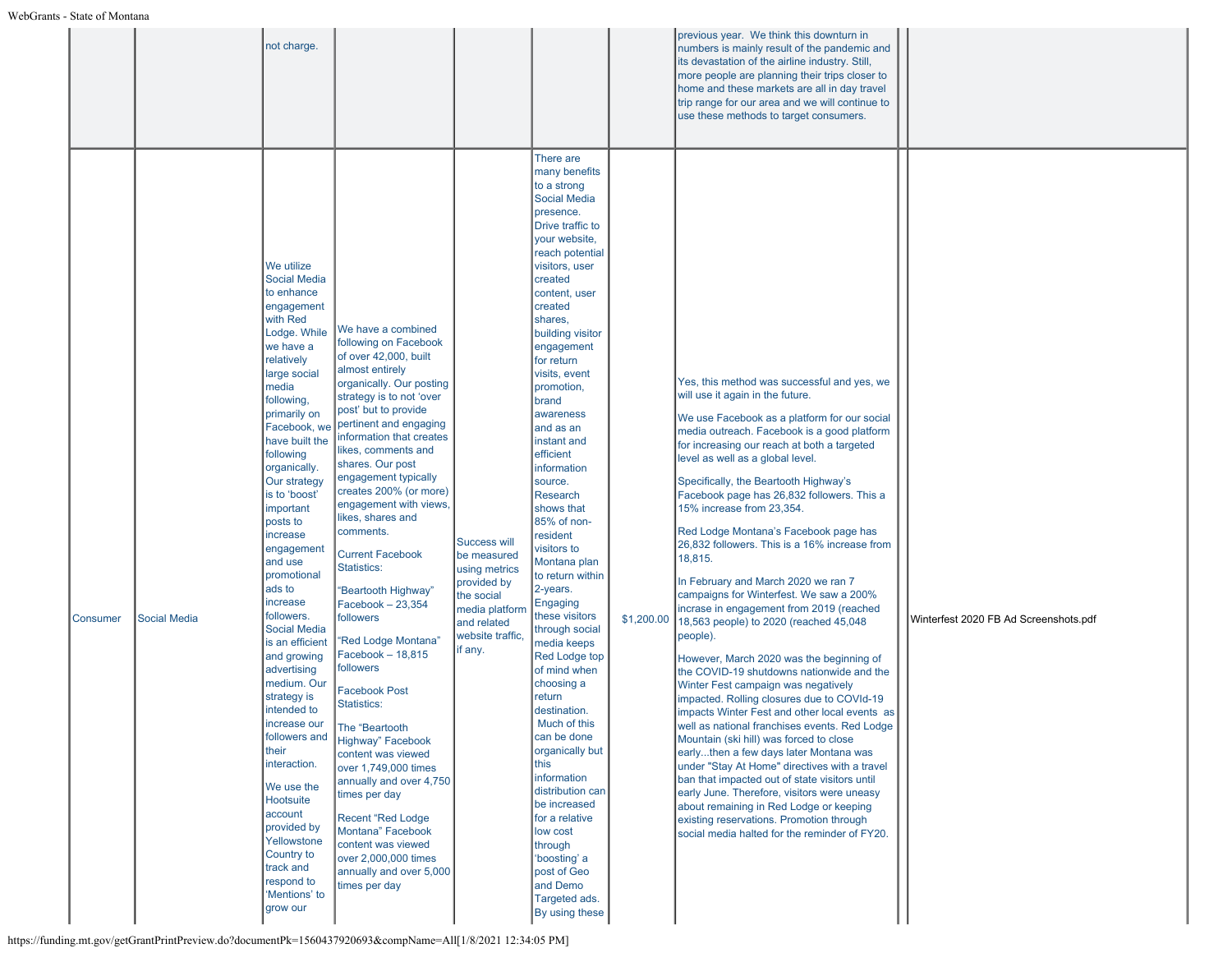| | | | | | | | | | |
|---|---|---|---|---|---|---|---|---|---|
| | | not charge. | | | | | previous year. We think this downturn in numbers is mainly result of the pandemic and its devastation of the airline industry. Still, more people are planning their trips closer to home and these markets are all in day travel trip range for our area and we will continue to use these methods to target consumers. | | |
| Consumer | Social Media | We utilize Social Media to enhance engagement with Red Lodge. While we have a relatively large social media following, primarily on Facebook, we have built the following organically. Our strategy is to 'boost' important posts to increase engagement and use promotional ads to increase followers. Social Media is an efficient and growing advertising medium. Our strategy is intended to increase our followers and their interaction.<br><br>We use the Hootsuite account provided by Yellowstone Country to track and respond to 'Mentions' to grow our | We have a combined following on Facebook of over 42,000, built almost entirely organically. Our posting strategy is to not 'over post' but to provide pertinent and engaging information that creates likes, comments and shares. Our post engagement typically creates 200% (or more) engagement with views, likes, shares and comments.<br><br>Current Facebook Statistics:<br><br>"Beartooth Highway" Facebook – 23,354 followers<br><br>"Red Lodge Montana" Facebook – 18,815 followers<br><br>Facebook Post Statistics:<br><br>The "Beartooth Highway" Facebook content was viewed over 1,749,000 times annually and over 4,750 times per day<br><br>Recent "Red Lodge Montana" Facebook content was viewed over 2,000,000 times annually and over 5,000 times per day | Success will be measured using metrics provided by the social media platform and related website traffic, if any. | There are many benefits to a strong Social Media presence. Drive traffic to your website, reach potential visitors, user created content, user created shares, building visitor engagement for return visits, event promotion, brand awareness and as an instant and efficient information source. Research shows that 85% of non-resident visitors to Montana plan to return within 2-years. Engaging these visitors through social media keeps Red Lodge top of mind when choosing a return destination. Much of this can be done organically but this information distribution can be increased for a relative low cost through 'boosting' a post of Geo and Demo Targeted ads. By using these | $1,200.00 | Yes, this method was successful and yes, we will use it again in the future.<br><br>We use Facebook as a platform for our social media outreach. Facebook is a good platform for increasing our reach at both a targeted level as well as a global level.<br><br>Specifically, the Beartooth Highway's Facebook page has 26,832 followers. This a 15% increase from 23,354.<br><br>Red Lodge Montana's Facebook page has 26,832 followers. This is a 16% increase from 18,815.<br><br>In February and March 2020 we ran 7 campaigns for Winterfest. We saw a 200% incrase in engagement from 2019 (reached 18,563 people) to 2020 (reached 45,048 people).<br><br>However, March 2020 was the beginning of the COVID-19 shutdowns nationwide and the Winter Fest campaign was negatively impacted. Rolling closures due to COVId-19 impacts Winter Fest and other local events as well as national franchises events. Red Lodge Mountain (ski hill) was forced to close early...then a few days later Montana was under "Stay At Home" directives with a travel ban that impacted out of state visitors until early June. Therefore, visitors were uneasy about remaining in Red Lodge or keeping existing reservations. Promotion through social media halted for the reminder of FY20. | | Winterfest 2020 FB Ad Screenshots.pdf |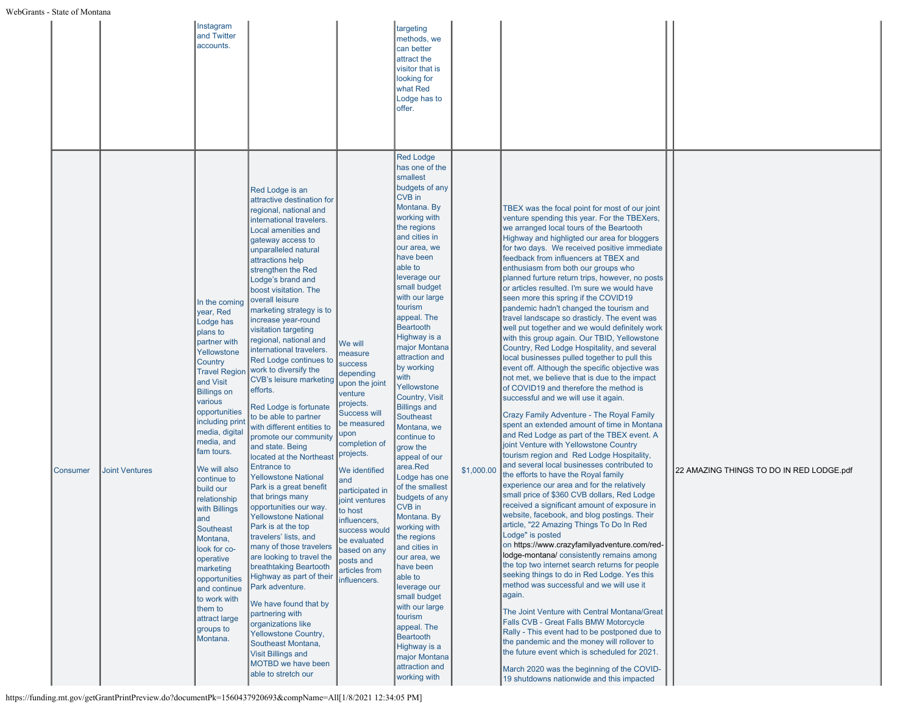| | | | | | | | | | |
|---|---|---|---|---|---|---|---|---|---|
| | | Instagram and Twitter accounts. | | | targeting methods, we can better attract the visitor that is looking for what Red Lodge has to offer. | | | | |
| Consumer | Joint Ventures | In the coming year, Red Lodge has plans to partner with Yellowstone Country Travel Region and Visit Billings on various opportunities including print media, digital media, and fam tours.<br><br>We will also continue to build our relationship with Billings and Southeast Montana, look for co-operative marketing opportunities and continue to work with them to attract large groups to Montana. | Red Lodge is an attractive destination for regional, national and international travelers. Local amenities and gateway access to unparalleled natural attractions help strengthen the Red Lodge's brand and boost visitation. The overall leisure marketing strategy is to increase year-round visitation targeting regional, national and international travelers. Red Lodge continues to work to diversify the CVB's leisure marketing efforts.<br><br>Red Lodge is fortunate to be able to partner with different entities to promote our community and state. Being located at the Northeast Entrance to Yellowstone National Park is a great benefit that brings many opportunities our way. Yellowstone National Park is at the top travelers' lists, and many of those travelers are looking to travel the breathtaking Beartooth Highway as part of their Park adventure.<br><br>We have found that by partnering with organizations like Yellowstone Country, Southeast Montana, Visit Billings and MOTBD we have been able to stretch our | We will measure success depending upon the joint venture projects. Success will be measured upon completion of projects.<br><br>We identified and participated in joint ventures to host influencers, success would be evaluated based on any posts and articles from influencers. | Red Lodge has one of the smallest budgets of any CVB in Montana. By working with the regions and cities in our area, we have been able to leverage our small budget with our large tourism appeal. The Beartooth Highway is a major Montana attraction and by working with Yellowstone Country, Visit Billings and Southeast Montana, we continue to grow the appeal of our area.Red Lodge has one of the smallest budgets of any CVB in Montana. By working with the regions and cities in our area, we have been able to leverage our small budget with our large tourism appeal. The Beartooth Highway is a major Montana attraction and working with | $1,000.00 | TBEX was the focal point for most of our joint venture spending this year. For the TBEXers, we arranged local tours of the Beartooth Highway and highligted our area for bloggers for two days. We received positive immediate feedback from influencers at TBEX and enthusiasm from both our groups who planned furture return trips, however, no posts or articles resulted. I'm sure we would have seen more this spring if the COVID19 pandemic hadn't changed the tourism and travel landscape so drasticly. The event was well put together and we would definitely work with this group again. Our TBID, Yellowstone Country, Red Lodge Hospitality, and several local businesses pulled together to pull this event off. Although the specific objective was not met, we believe that is due to the impact of COVID19 and therefore the method is successful and we will use it again.<br><br>Crazy Family Adventure - The Royal Family spent an extended amount of time in Montana and Red Lodge as part of the TBEX event. A joint Venture with Yellowstone Country tourism region and Red Lodge Hospitality, and several local businesses contributed to the efforts to have the Royal family experience our area and for the relatively small price of $360 CVB dollars, Red Lodge received a significant amount of exposure in website, facebook, and blog postings. Their article, "22 Amazing Things To Do In Red Lodge" is posted on https://www.crazyfamilyadventure.com/red-lodge-montana/ consistently remains among the top two internet search returns for people seeking things to do in Red Lodge. Yes this method was successful and we will use it again.<br><br>The Joint Venture with Central Montana/Great Falls CVB - Great Falls BMW Motorcycle Rally - This event had to be postponed due to the pandemic and the money will rollover to the future event which is scheduled for 2021.<br><br>March 2020 was the beginning of the COVID-19 shutdowns nationwide and this impacted | | 22 AMAZING THINGS TO DO IN RED LODGE.pdf |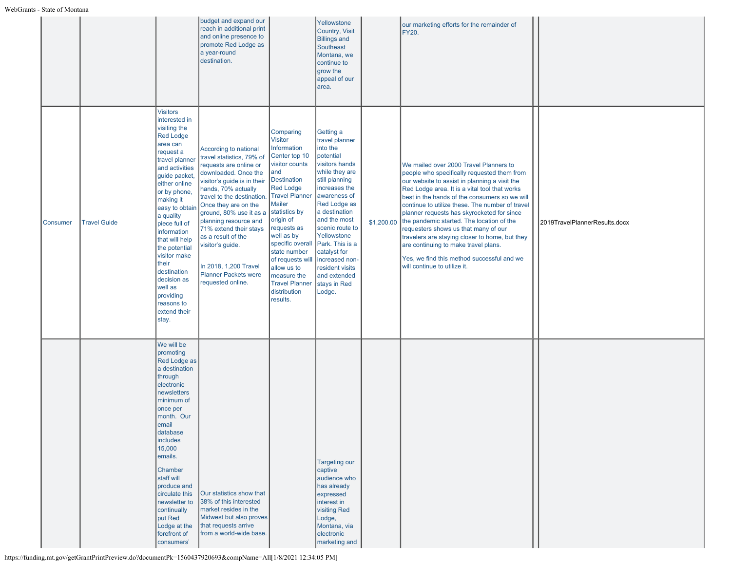| | | | | | | | | | |
|---|---|---|---|---|---|---|---|---|---|
| | | | budget and expand our reach in additional print and online presence to promote Red Lodge as a year-round destination. | | Yellowstone Country, Visit Billings and Southeast Montana, we continue to grow the appeal of our area. | | our marketing efforts for the remainder of FY20. | | |
| Consumer | Travel Guide | Visitors interested in visiting the Red Lodge area can request a travel planner and activities guide packet, either online or by phone, making it easy to obtain a quality piece full of information that will help the potential visitor make their destination decision as well as providing reasons to extend their stay. | According to national travel statistics, 79% of requests are online or downloaded. Once the visitor's guide is in their hands, 70% actually travel to the destination. Once they are on the ground, 80% use it as a planning resource and 71% extend their stays as a result of the visitor's guide.<br><br>In 2018, 1,200 Travel Planner Packets were requested online. | Comparing Visitor Information Center top 10 visitor counts and Destination Red Lodge Travel Planner Mailer statistics by origin of requests as well as by specific overall state number of requests will allow us to measure the Travel Planner distribution results. | Getting a travel planner into the potential visitors hands while they are still planning increases the awareness of Red Lodge as a destination and the most scenic route to Yellowstone Park. This is a catalyst for increased non-resident visits and extended stays in Red Lodge. | $1,200.00 | We mailed over 2000 Travel Planners to people who specifically requested them from our website to assist in planning a visit the Red Lodge area. It is a vital tool that works best in the hands of the consumers so we will continue to utilize these. The number of travel planner requests has skyrocketed for since the pandemic started. The location of the requesters shows us that many of our travelers are staying closer to home, but they are continuing to make travel plans.<br><br>Yes, we find this method successful and we will continue to utilize it. | | 2019TravelPlannerResults.docx |
| | | We will be promoting Red Lodge as a destination through electronic newsletters minimum of once per month. Our email database includes 15,000 emails.<br><br>Chamber staff will produce and circulate this newsletter to continually put Red Lodge at the forefront of consumers' | Our statistics show that 38% of this interested market resides in the Midwest but also proves that requests arrive from a world-wide base. | | Targeting our captive audience who has already expressed interest in visiting Red Lodge, Montana, via electronic marketing and | | | | |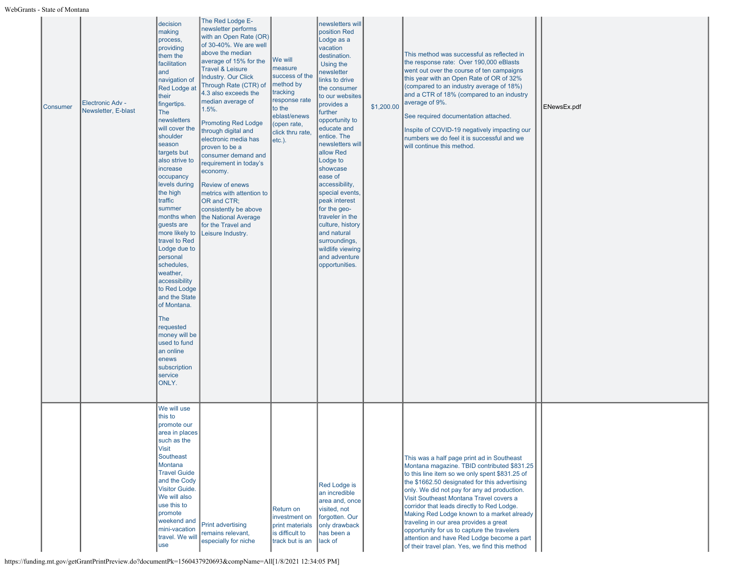| | | | | | | | | | | |
|---|---|---|---|---|---|---|---|---|---|---|
| Consumer | Electronic Adv - Newsletter, E-blast | decision making process, providing them the facilitation and navigation of Red Lodge at their fingertips. The newsletters will cover the shoulder season targets but also strive to increase occupancy levels during the high traffic summer months when guests are more likely to travel to Red Lodge due to personal schedules, weather, accessibility to Red Lodge and the State of Montana.<br><br>The requested money will be used to fund an online enews subscription service ONLY. | The Red Lodge E-newsletter performs with an Open Rate (OR) of 30-40%. We are well above the median average of 15% for the Travel & Leisure Industry. Our Click Through Rate (CTR) of 4.3 also exceeds the median average of 1.5%.<br><br>Promoting Red Lodge through digital and electronic media has proven to be a consumer demand and requirement in today's economy.<br><br>Review of enews metrics with attention to OR and CTR; consistently be above the National Average for the Travel and Leisure Industry. | We will measure success of the method by tracking response rate to the eblast/enews (open rate, click thru rate, etc.). | newsletters will position Red Lodge as a vacation destination. Using the newsletter links to drive the consumer to our websites provides a further opportunity to educate and entice. The newsletters will allow Red Lodge to showcase ease of accessibility, special events, peak interest for the geo-traveler in the culture, history and natural surroundings, wildlife viewing and adventure opportunities. | $1,200.00 | This method was successful as reflected in the response rate: Over 190,000 eBlasts went out over the course of ten campaigns this year with an Open Rate of OR of 32% (compared to an industry average of 18%) and a CTR of 18% (compared to an industry average of 9%.<br><br>See required documentation attached.<br><br>Inspite of COVID-19 negatively impacting our numbers we do feel it is successful and we will continue this method. | | ENewsEx.pdf |
| | | We will use this to promote our area in places such as the Visit Southeast Montana Travel Guide and the Cody Visitor Guide. We will also use this to promote weekend and mini-vacation travel. We will use | Print advertising remains relevant, especially for niche | Return on investment on print materials is difficult to track but is an | Red Lodge is an incredible area and, once visited, not forgotten. Our only drawback has been a lack of | | This was a half page print ad in Southeast Montana magazine. TBID contributed $831.25 to this line item so we only spent $831.25 of the $1662.50 designated for this advertising only. We did not pay for any ad production. Visit Southeast Montana Travel covers a corridor that leads directly to Red Lodge. Making Red Lodge known to a market already traveling in our area provides a great opportunity for us to capture the travelers attention and have Red Lodge become a part of their travel plan. Yes, we find this method | | |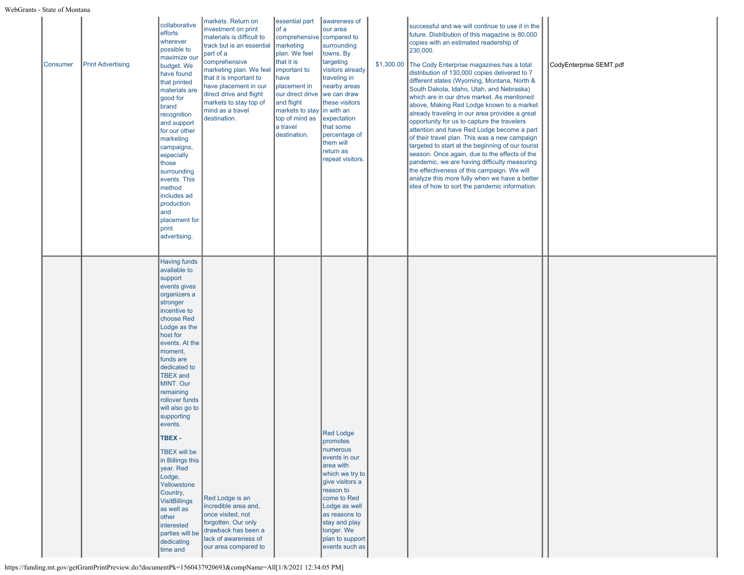| | | | | | | | | | |
|---|---|---|---|---|---|---|---|---|---|
| Consumer | Print Advertising | collaborative efforts wherever possible to maximize our budget. We have found that printed materials are good for brand recognition and support for our other marketing campaigns, especially those surrounding events. This method includes ad production and placement for print advertising. | markets. Return on investment on print materials is difficult to track but is an essential part of a comprehensive marketing plan. We feel that it is important to have placement in our direct drive and flight markets to stay top of mind as a travel destination. | essential part of a comprehensive marketing plan. We feel that it is important to have placement in our direct drive and flight markets to stay top of mind as a travel destination. | awareness of our area compared to surrounding towns. By targeting visitors already traveling in nearby areas we can draw these visitors in with an expectation that some percentage of them will return as repeat visitors. | $1,300.00 | successful and we will continue to use it in the future. Distribution of this magazine is 80,000 copies with an estimated readership of 230,000.<br><br>The Cody Enterprise magazines has a total distribution of 130,000 copies delivered to 7 different states (Wyoming, Montana, North & South Dakota, Idaho, Utah, and Nebraska) which are in our drive market. As mentioned above, Making Red Lodge known to a market already traveling in our area provides a great opportunity for us to capture the travelers attention and have Red Lodge become a part of their travel plan. This was a new campaign targeted to start at the beginning of our tourist season. Once again, due to the effects of the pandemic, we are having difficulty measuring the effectiveness of this campaign. We will analyze this more fully when we have a better idea of how to sort the pandemic information. | | CodyEnterprise SEMT.pdf |
| | | Having funds available to support events gives organizers a stronger incentive to choose Red Lodge as the host for events. At the moment, funds are dedicated to TBEX and MINT. Our remaining rollover funds will also go to supporting events.<br><br>**TBEX -**<br><br>TBEX will be in Billings this year. Red Lodge, Yellowstone Country, VisitBillings as well as other interested parties will be dedicating time and | Red Lodge is an incredible area and, once visited, not forgotten. Our only drawback has been a lack of awareness of our area compared to | | Red Lodge promotes numerous events in our area with which we try to give visitors a reason to come to Red Lodge as well as reasons to stay and play longer. We plan to support events such as | | | | |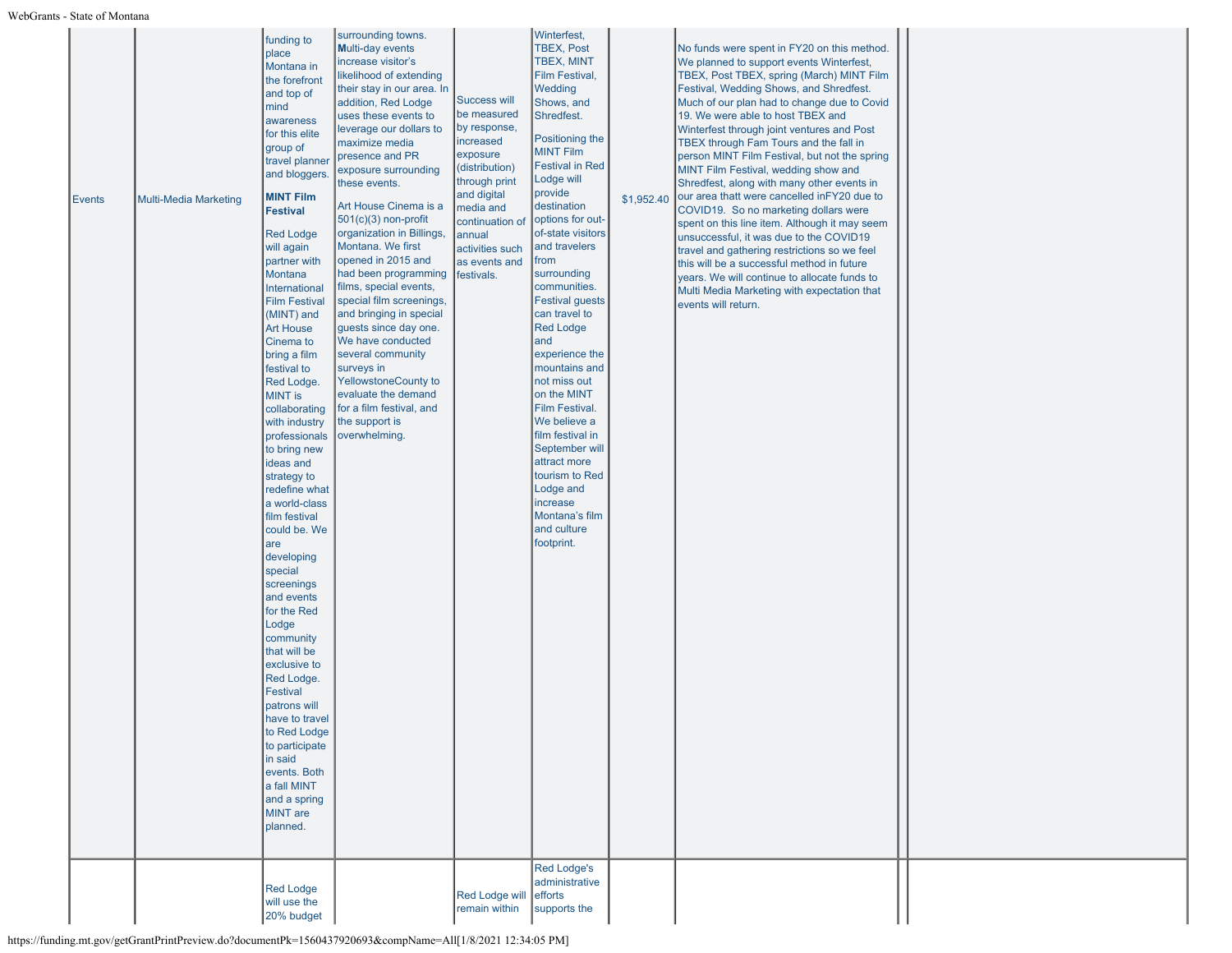| | | | | | | | | | |
|---|---|---|---|---|---|---|---|---|---|
| Events | Multi-Media Marketing | funding to place Montana in the forefront and top of mind awareness for this elite group of travel planner and bloggers. **MINT Film Festival** Red Lodge will again partner with Montana International Film Festival (MINT) and Art House Cinema to bring a film festival to Red Lodge. MINT is collaborating with industry professionals to bring new ideas and strategy to redefine what a world-class film festival could be. We are developing special screenings and events for the Red Lodge community that will be exclusive to Red Lodge. Festival patrons will have to travel to Red Lodge to participate in said events. Both a fall MINT and a spring MINT are planned. | surrounding towns. **M**ulti-day events increase visitor's likelihood of extending their stay in our area. In addition, Red Lodge uses these events to leverage our dollars to maximize media presence and PR exposure surrounding these events. Art House Cinema is a 501(c)(3) non-profit organization in Billings, Montana. We first opened in 2015 and had been programming films, special events, special film screenings, and bringing in special guests since day one. We have conducted several community surveys in YellowstoneCounty to evaluate the demand for a film festival, and the support is overwhelming. | Success will be measured by response, increased exposure (distribution) through print and digital media and continuation of annual activities such as events and festivals. | Winterfest, TBEX, Post TBEX, MINT Film Festival, Wedding Shows, and Shredfest. Positioning the MINT Film Festival in Red Lodge will provide destination options for out-of-state visitors and travelers from surrounding communities. Festival guests can travel to Red Lodge and experience the mountains and not miss out on the MINT Film Festival. We believe a film festival in September will attract more tourism to Red Lodge and increase Montana's film and culture footprint. | $1,952.40 | No funds were spent in FY20 on this method. We planned to support events Winterfest, TBEX, Post TBEX, spring (March) MINT Film Festival, Wedding Shows, and Shredfest. Much of our plan had to change due to Covid 19. We were able to host TBEX and Winterfest through joint ventures and Post TBEX through Fam Tours and the fall in person MINT Film Festival, but not the spring MINT Film Festival, wedding show and Shredfest, along with many other events in our area thatt were cancelled inFY20 due to COVID19. So no marketing dollars were spent on this line item. Although it may seem unsuccessful, it was due to the COVID19 travel and gathering restrictions so we feel this will be a successful method in future years. We will continue to allocate funds to Multi Media Marketing with expectation that events will return. | | |
| | | Red Lodge will use the 20% budget | | Red Lodge will remain within | Red Lodge's administrative efforts supports the | | | | |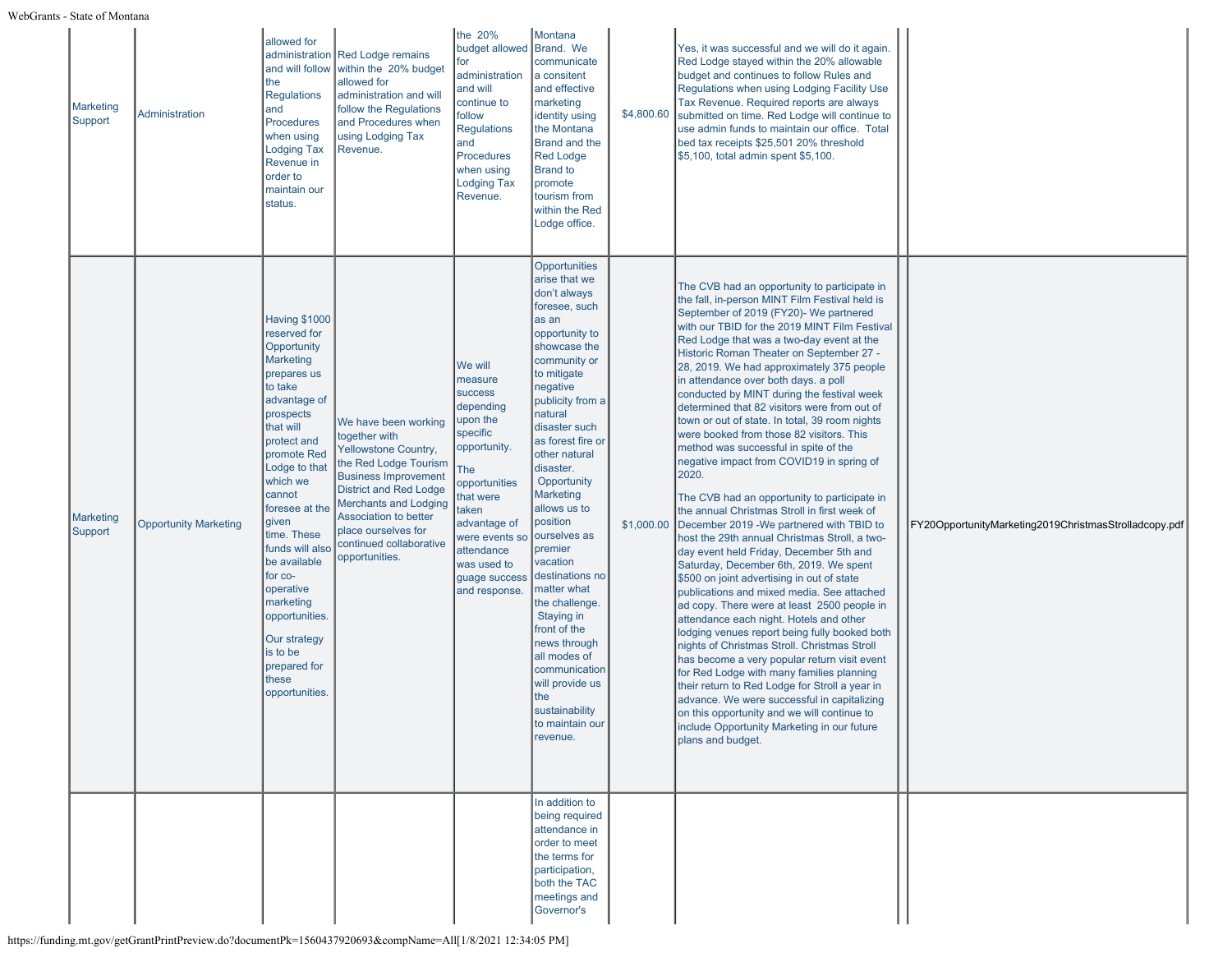| | | | | | | | | | |
|---|---|---|---|---|---|---|---|---|---|
| Marketing Support | Administration | allowed for administration and will follow the Regulations and Procedures when using Lodging Tax Revenue in order to maintain our status. | Red Lodge remains within the 20% budget allowed for administration and will follow the Regulations and Procedures when using Lodging Tax Revenue. | the 20% budget allowed for administration and will continue to follow Regulations and Procedures when using Lodging Tax Revenue. | Montana Brand. We communicate a consitent and effective marketing identity using the Montana Brand and the Red Lodge Brand to promote tourism from within the Red Lodge office. | $4,800.60 | Yes, it was successful and we will do it again. Red Lodge stayed within the 20% allowable budget and continues to follow Rules and Regulations when using Lodging Facility Use Tax Revenue. Required reports are always submitted on time. Red Lodge will continue to use admin funds to maintain our office. Total bed tax receipts $25,501 20% threshold $5,100, total admin spent $5,100. | | |
| Marketing Support | Opportunity Marketing | Having $1000 reserved for Opportunity Marketing prepares us to take advantage of prospects that will protect and promote Red Lodge to that which we cannot foresee at the given time. These funds will also be available for co-operative marketing opportunities.<br><br>Our strategy is to be prepared for these opportunities. | We have been working together with Yellowstone Country, the Red Lodge Tourism Business Improvement District and Red Lodge Merchants and Lodging Association to better place ourselves for continued collaborative opportunities. | We will measure success depending upon the specific opportunity.<br><br>The opportunities that were taken advantage of were events so attendance was used to guage success and response. | Opportunities arise that we don't always foresee, such as an opportunity to showcase the community or to mitigate negative publicity from a natural disaster such as forest fire or other natural disaster. Opportunity Marketing allows us to position ourselves as premier vacation destinations no matter what the challenge. Staying in front of the news through all modes of communication will provide us the sustainability to maintain our revenue. | $1,000.00 | The CVB had an opportunity to participate in the fall, in-person MINT Film Festival held is September of 2019 (FY20)- We partnered with our TBID for the 2019 MINT Film Festival Red Lodge that was a two-day event at the Historic Roman Theater on September 27 - 28, 2019. We had approximately 375 people in attendance over both days. a poll conducted by MINT during the festival week determined that 82 visitors were from out of town or out of state. In total, 39 room nights were booked from those 82 visitors. This method was successful in spite of the negative impact from COVID19 in spring of 2020.<br><br>The CVB had an opportunity to participate in the annual Christmas Stroll in first week of December 2019 -We partnered with TBID to host the 29th annual Christmas Stroll, a two-day event held Friday, December 5th and Saturday, December 6th, 2019. We spent $500 on joint advertising in out of state publications and mixed media. See attached ad copy. There were at least 2500 people in attendance each night. Hotels and other lodging venues report being fully booked both nights of Christmas Stroll. Christmas Stroll has become a very popular return visit event for Red Lodge with many families planning their return to Red Lodge for Stroll a year in advance. We were successful in capitalizing on this opportunity and we will continue to include Opportunity Marketing in our future plans and budget. | | FY20OpportunityMarketing2019ChristmasStrolladcopy.pdf |
| | | | | | In addition to being required attendance in order to meet the terms for participation, both the TAC meetings and Governor's | | | | |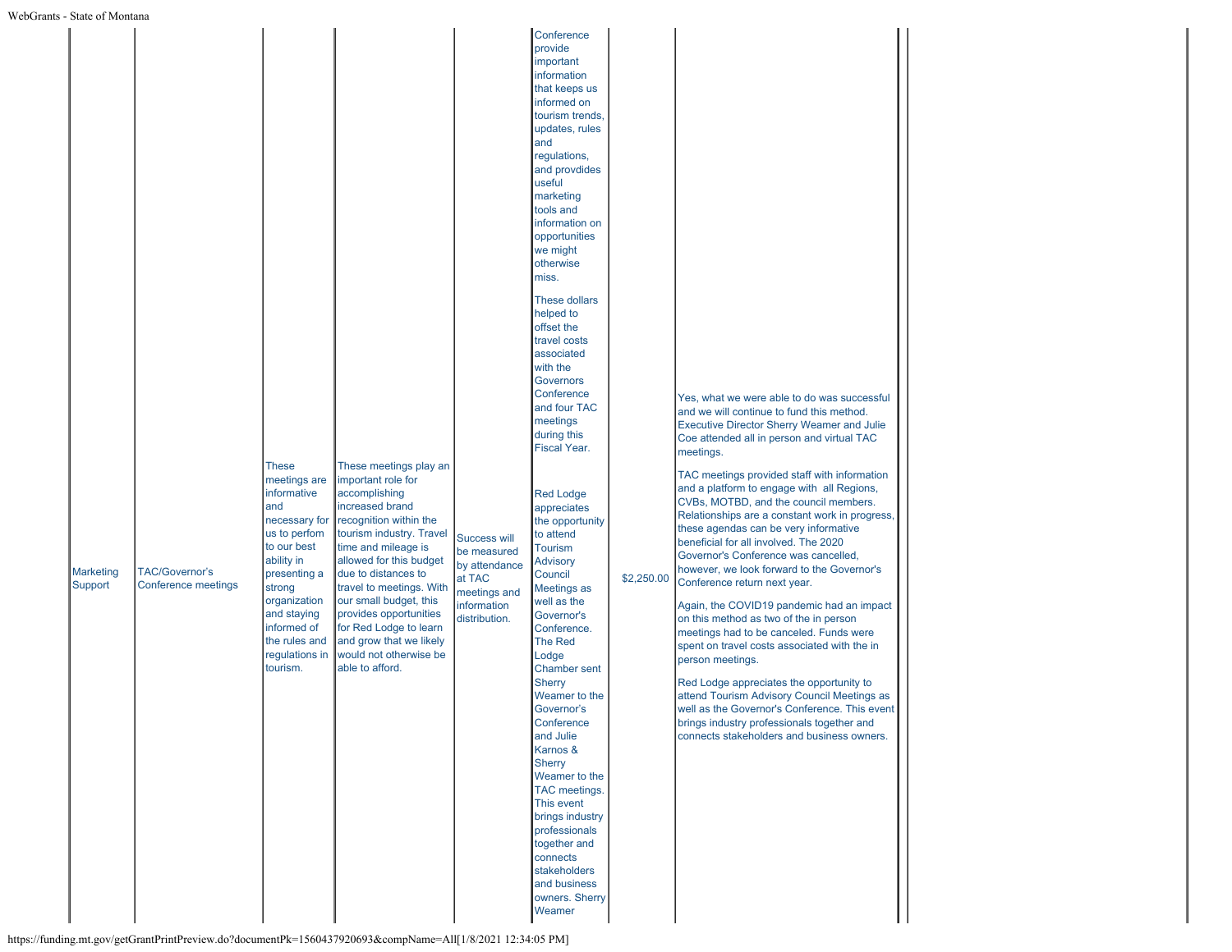| | | | | | | | | | |
|---|---|---|---|---|---|---|---|---|---|
| Marketing Support | TAC/Governor's Conference meetings | These meetings are informative and necessary for us to perfom to our best ability in presenting a strong organization and staying informed of the rules and regulations in tourism. | These meetings play an important role for accomplishing increased brand recognition within the tourism industry. Travel time and mileage is allowed for this budget due to distances to travel to meetings. With our small budget, this provides opportunities for Red Lodge to learn and grow that we likely would not otherwise be able to afford. | Success will be measured by attendance at TAC meetings and information distribution. | Conference provide important information that keeps us informed on tourism trends, updates, rules and regulations, and provdides useful marketing tools and information on opportunities we might otherwise miss.<br><br>These dollars helped to offset the travel costs associated with the Governors Conference and four TAC meetings during this Fiscal Year.<br><br>Red Lodge appreciates the opportunity to attend Tourism Advisory Council Meetings as well as the Governor's Conference. The Red Lodge Chamber sent Sherry Weamer to the Governor's Conference and Julie Karnos & Sherry Weamer to the TAC meetings. This event brings industry professionals together and connects stakeholders and business owners. Sherry Weamer | $2,250.00 | Yes, what we were able to do was successful and we will continue to fund this method. Executive Director Sherry Weamer and Julie Coe attended all in person and virtual TAC meetings.<br><br>TAC meetings provided staff with information and a platform to engage with all Regions, CVBs, MOTBD, and the council members. Relationships are a constant work in progress, these agendas can be very informative beneficial for all involved. The 2020 Governor's Conference was cancelled, however, we look forward to the Governor's Conference return next year.<br><br>Again, the COVID19 pandemic had an impact on this method as two of the in person meetings had to be canceled. Funds were spent on travel costs associated with the in person meetings.<br><br>Red Lodge appreciates the opportunity to attend Tourism Advisory Council Meetings as well as the Governor's Conference. This event brings industry professionals together and connects stakeholders and business owners. | | |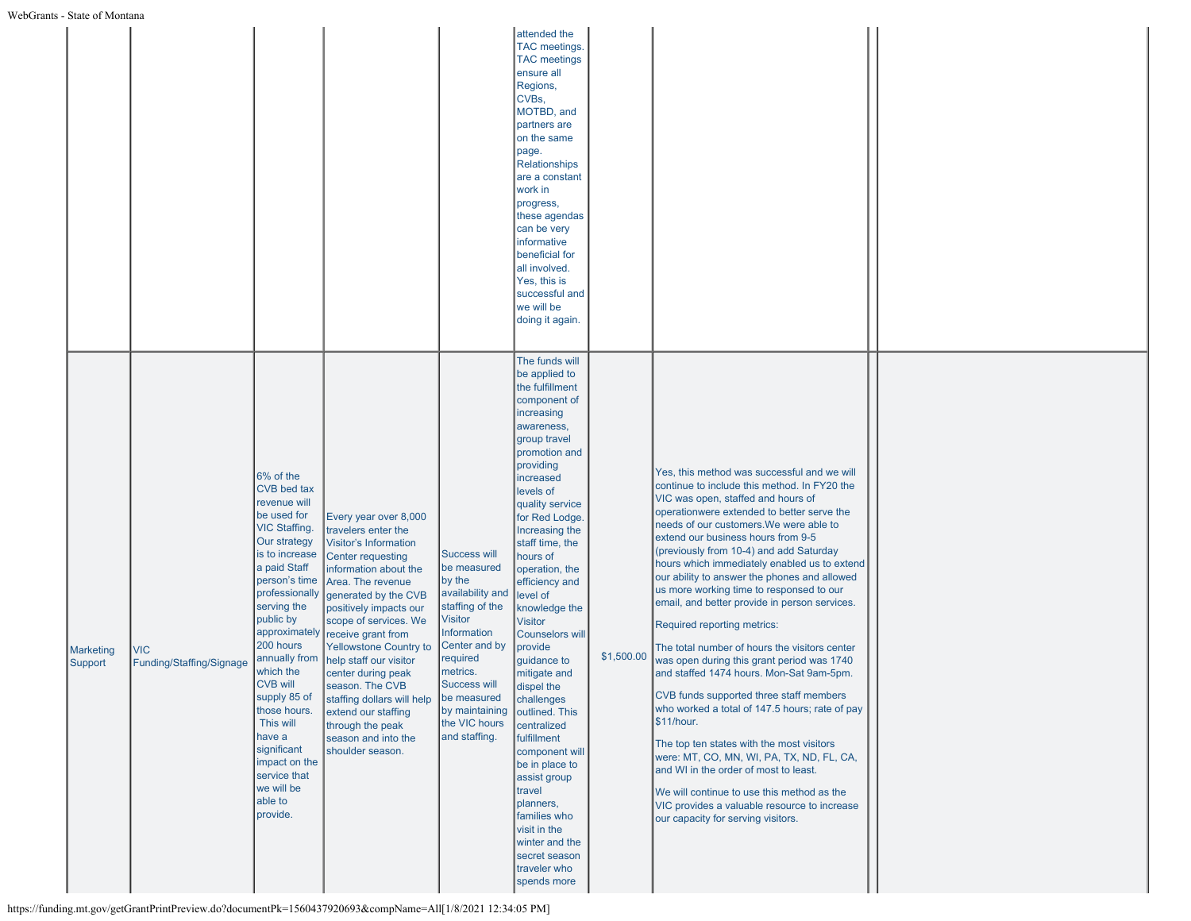| | | | | | | | | | |
|---|---|---|---|---|---|---|---|---|---|
| | | | | | attended the TAC meetings. TAC meetings ensure all Regions, CVBs, MOTBD, and partners are on the same page. Relationships are a constant work in progress, these agendas can be very informative beneficial for all involved. Yes, this is successful and we will be doing it again. | | | | |
| Marketing Support | VIC Funding/Staffing/Signage | 6% of the CVB bed tax revenue will be used for VIC Staffing. Our strategy is to increase a paid Staff person's time professionally serving the public by approximately 200 hours annually from which the CVB will supply 85 of those hours. This will have a significant impact on the service that we will be able to provide. | Every year over 8,000 travelers enter the Visitor's Information Center requesting information about the Area. The revenue generated by the CVB positively impacts our scope of services. We receive grant from Yellowstone Country to help staff our visitor center during peak season. The CVB staffing dollars will help extend our staffing through the peak season and into the shoulder season. | Success will be measured by the availability and staffing of the Visitor Information Center and by required metrics. Success will be measured by maintaining the VIC hours and staffing. | The funds will be applied to the fulfillment component of increasing awareness, group travel promotion and providing increased levels of quality service for Red Lodge. Increasing the staff time, the hours of operation, the efficiency and level of knowledge the Visitor Counselors will provide guidance to mitigate and dispel the challenges outlined. This centralized fulfillment component will be in place to assist group travel planners, families who visit in the winter and the secret season traveler who spends more | $1,500.00 | Yes, this method was successful and we will continue to include this method. In FY20 the VIC was open, staffed and hours of operationwere extended to better serve the needs of our customers.We were able to extend our business hours from 9-5 (previously from 10-4) and add Saturday hours which immediately enabled us to extend our ability to answer the phones and allowed us more working time to responsed to our email, and better provide in person services.<br><br>Required reporting metrics:<br><br>The total number of hours the visitors center was open during this grant period was 1740 and staffed 1474 hours. Mon-Sat 9am-5pm.<br><br>CVB funds supported three staff members who worked a total of 147.5 hours; rate of pay $11/hour.<br><br>The top ten states with the most visitors were: MT, CO, MN, WI, PA, TX, ND, FL, CA, and WI in the order of most to least.<br><br>We will continue to use this method as the VIC provides a valuable resource to increase our capacity for serving visitors. | | |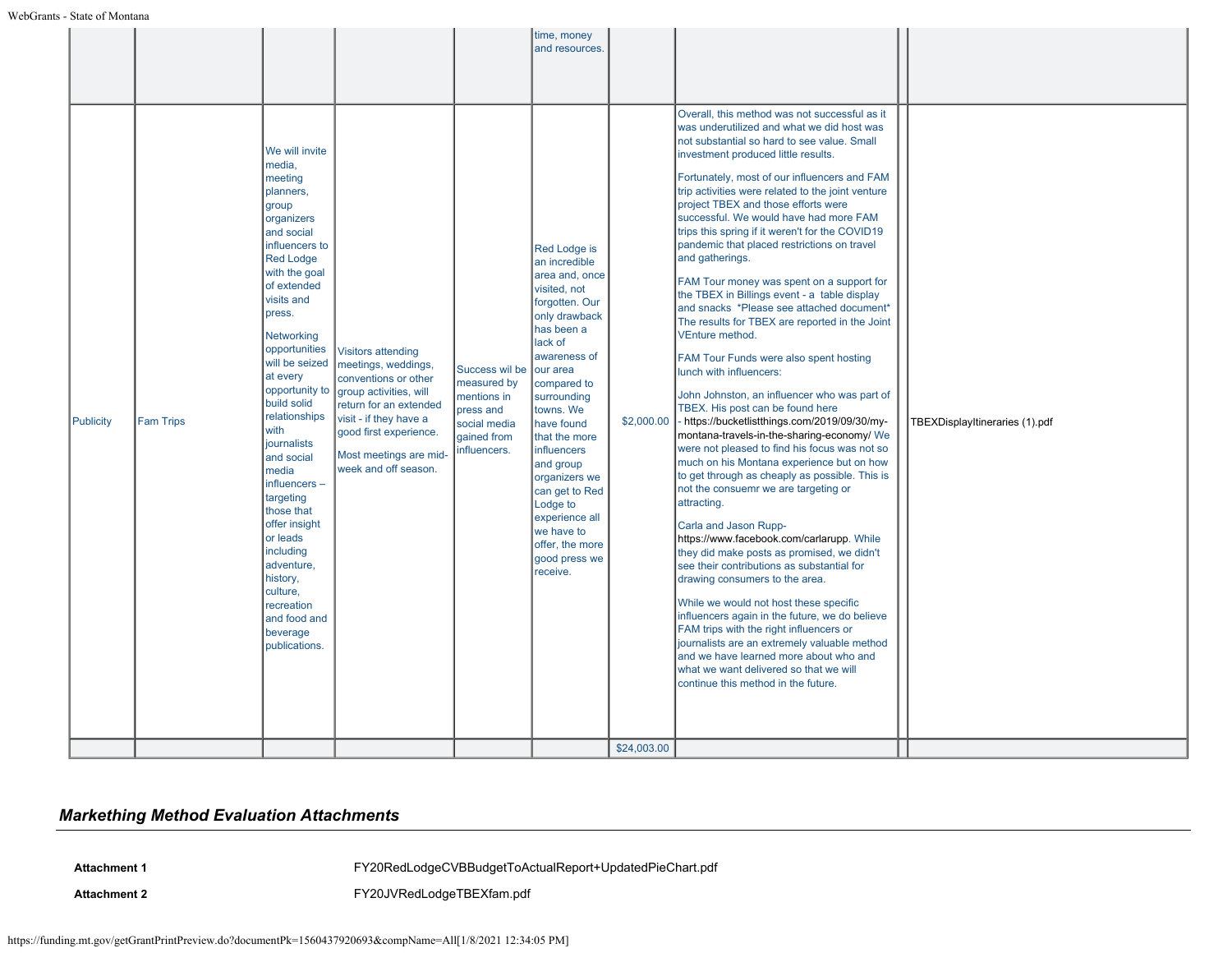| | | | | | | | | | |
|---|---|---|---|---|---|---|---|---|---|
| | | | | | time, money and resources. | | | | |
| Publicity | Fam Trips | We will invite media, meeting planners, group organizers and social influencers to Red Lodge with the goal of extended visits and press.<br><br>Networking opportunities will be seized at every opportunity to build solid relationships with journalists and social media influencers – targeting those that offer insight or leads including adventure, history, culture, recreation and food and beverage publications. | Visitors attending meetings, weddings, conventions or other group activities, will return for an extended visit - if they have a good first experience.<br><br>Most meetings are mid-week and off season. | Success wil be measured by mentions in press and social media gained from influencers. | Red Lodge is an incredible area and, once visited, not forgotten. Our only drawback has been a lack of awareness of our area compared to surrounding towns. We have found that the more influencers and group organizers we can get to Red Lodge to experience all we have to offer, the more good press we receive. | $2,000.00 | Overall, this method was not successful as it was underutilized and what we did host was not substantial so hard to see value. Small investment produced little results.<br><br>Fortunately, most of our influencers and FAM trip activities were related to the joint venture project TBEX and those efforts were successful. We would have had more FAM trips this spring if it weren't for the COVID19 pandemic that placed restrictions on travel and gatherings.<br><br>FAM Tour money was spent on a support for the TBEX in Billings event - a table display and snacks *Please see attached document* The results for TBEX are reported in the Joint VEnture method.<br><br>FAM Tour Funds were also spent hosting lunch with influencers:<br><br>John Johnston, an influencer who was part of TBEX. His post can be found here - https://bucketlistthings.com/2019/09/30/my-montana-travels-in-the-sharing-economy/ We were not pleased to find his focus was not so much on his Montana experience but on how to get through as cheaply as possible. This is not the consuemr we are targeting or attracting.<br><br>Carla and Jason Rupp- https://www.facebook.com/carlarupp. While they did make posts as promised, we didn't see their contributions as substantial for drawing consumers to the area.<br><br>While we would not host these specific influencers again in the future, we do believe FAM trips with the right influencers or journalists are an extremely valuable method and we have learned more about who and what we want delivered so that we will continue this method in the future. | | TBEXDisplayItineraries (1).pdf |
| | | | | | | $24,003.00 | | | |

## *Markething Method Evaluation Attachments*

| | |
|---|---|
| **Attachment 1** | FY20RedLodgeCVBBudgetToActualReport+UpdatedPieChart.pdf |
| **Attachment 2** | FY20JVRedLodgeTBEXfam.pdf |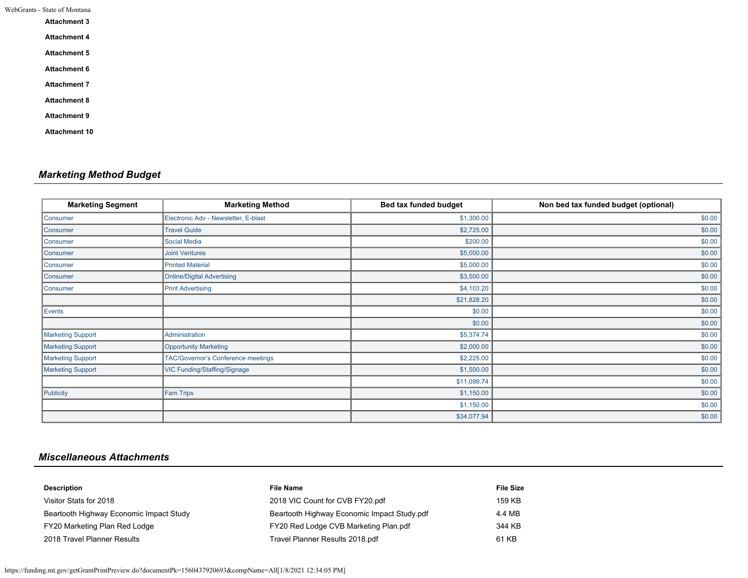**Attachment 3**

**Attachment 4**

**Attachment 5**

**Attachment 6**

**Attachment 7**

**Attachment 8**

**Attachment 9**

**Attachment 10**

## *Marketing Method Budget*

| Marketing Segment | Marketing Method | Bed tax funded budget | Non bed tax funded budget (optional) |
|---|---|---|---|
| Consumer | Electronic Adv - Newsletter, E-blast | $1,300.00 | $0.00 |
| Consumer | Travel Guide | $2,725.00 | $0.00 |
| Consumer | Social Media | $200.00 | $0.00 |
| Consumer | Joint Ventures | $5,000.00 | $0.00 |
| Consumer | Printed Material | $5,000.00 | $0.00 |
| Consumer | Online/Digital Advertising | $3,500.00 | $0.00 |
| Consumer | Print Advertising | $4,103.20 | $0.00 |
| | | $21,828.20 | $0.00 |
| Events | | $0.00 | $0.00 |
| | | $0.00 | $0.00 |
| Marketing Support | Administration | $5,374.74 | $0.00 |
| Marketing Support | Opportunity Marketing | $2,000.00 | $0.00 |
| Marketing Support | TAC/Governor's Conference meetings | $2,225.00 | $0.00 |
| Marketing Support | VIC Funding/Staffing/Signage | $1,500.00 | $0.00 |
| | | $11,099.74 | $0.00 |
| Publicity | Fam Trips | $1,150.00 | $0.00 |
| | | $1,150.00 | $0.00 |
| | | $34,077.94 | $0.00 |

## *Miscellaneous Attachments*

| Description | File Name | File Size |
|---|---|---|
| Visitor Stats for 2018 | 2018 VIC Count for CVB FY20.pdf | 159 KB |
| Beartooth Highway Economic Impact Study | Beartooth Highway Economic Impact Study.pdf | 4.4 MB |
| FY20 Marketing Plan Red Lodge | FY20 Red Lodge CVB Marketing Plan.pdf | 344 KB |
| 2018 Travel Planner Results | Travel Planner Results 2018.pdf | 61 KB |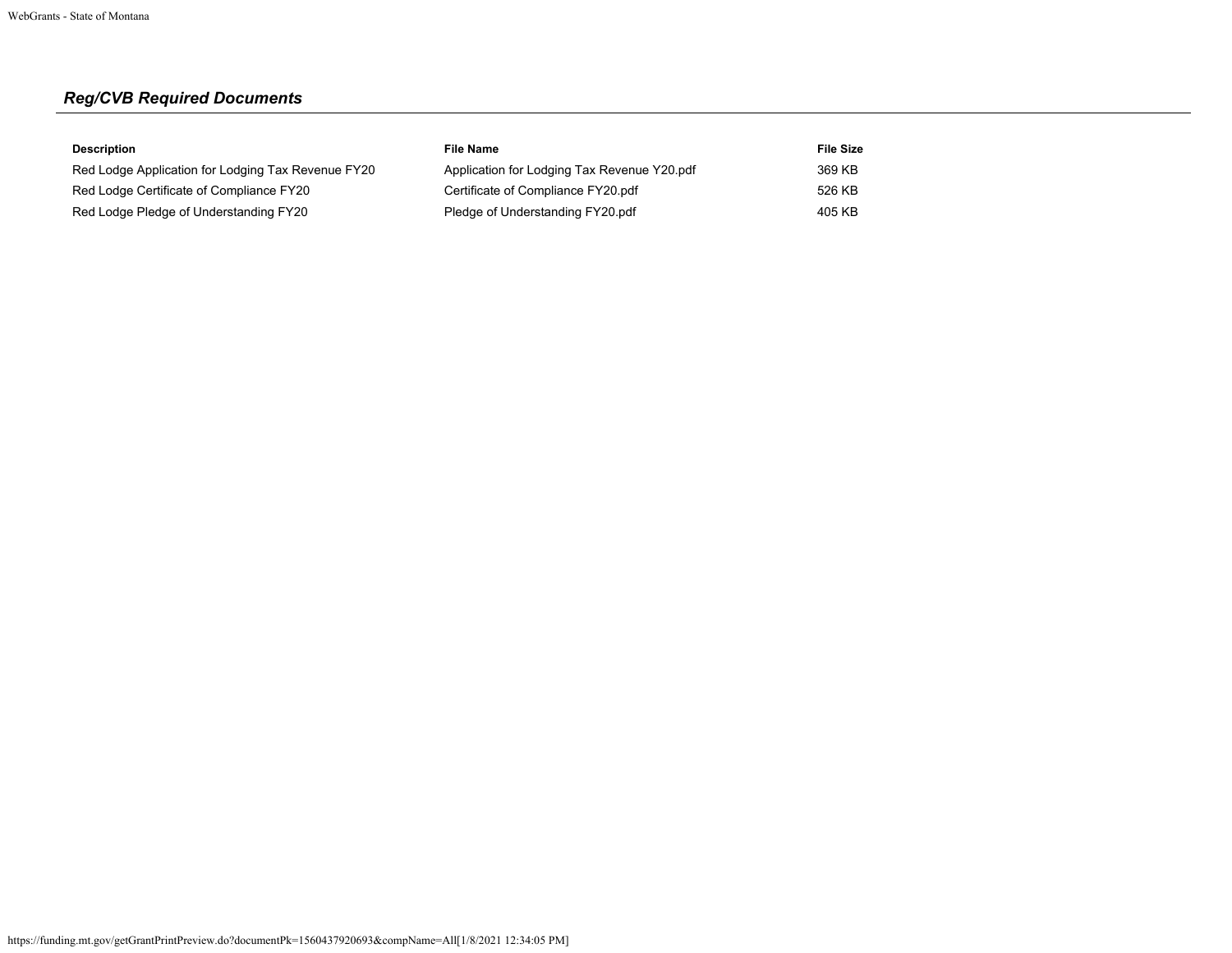## *Reg/CVB Required Documents*

| Description | File Name | File Size |
|---|---|---|
| Red Lodge Application for Lodging Tax Revenue FY20 | Application for Lodging Tax Revenue Y20.pdf | 369 KB |
| Red Lodge Certificate of Compliance FY20 | Certificate of Compliance FY20.pdf | 526 KB |
| Red Lodge Pledge of Understanding FY20 | Pledge of Understanding FY20.pdf | 405 KB |